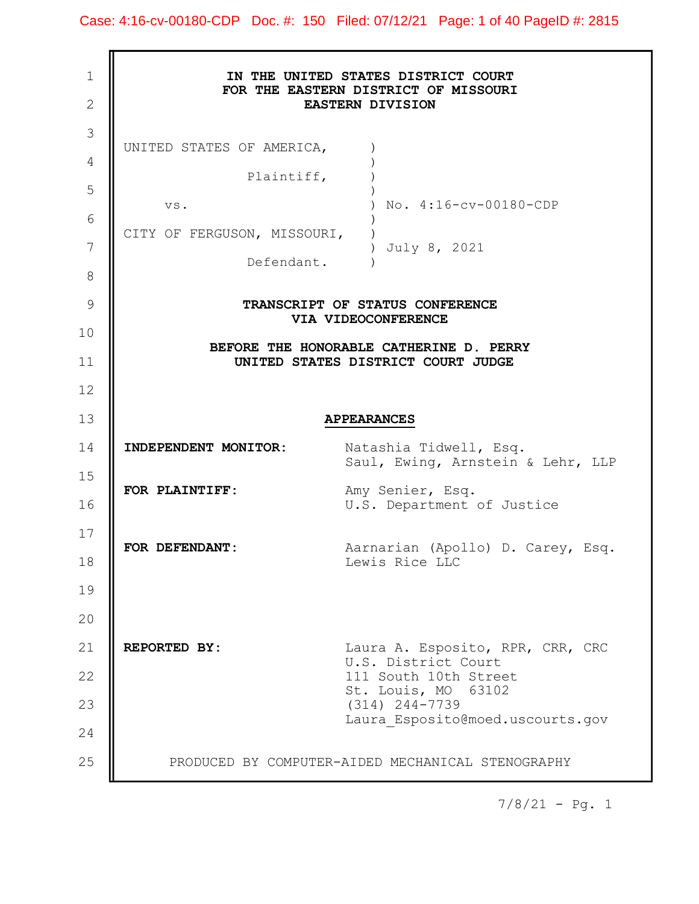**IN THE UNITED STATES DISTRICT COURT**
**FOR THE EASTERN DISTRICT OF MISSOURI**
**EASTERN DIVISION**

UNITED STATES OF AMERICA, )
)
Plaintiff, )
)
vs. ) No. 4:16-cv-00180-CDP
)
CITY OF FERGUSON, MISSOURI, )
) July 8, 2021
Defendant. )

**TRANSCRIPT OF STATUS CONFERENCE**
**VIA VIDEOCONFERENCE**

**BEFORE THE HONORABLE CATHERINE D. PERRY**
**UNITED STATES DISTRICT COURT JUDGE**

**APPEARANCES**

**INDEPENDENT MONITOR:** Natashia Tidwell, Esq.
Saul, Ewing, Arnstein & Lehr, LLP

**FOR PLAINTIFF:** Amy Senier, Esq.
U.S. Department of Justice

**FOR DEFENDANT:** Aarnarian (Apollo) D. Carey, Esq.
Lewis Rice LLC

**REPORTED BY:** Laura A. Esposito, RPR, CRR, CRC
U.S. District Court
111 South 10th Street
St. Louis, MO 63102
(314) 244-7739
Laura_Esposito@moed.uscourts.gov

PRODUCED BY COMPUTER-AIDED MECHANICAL STENOGRAPHY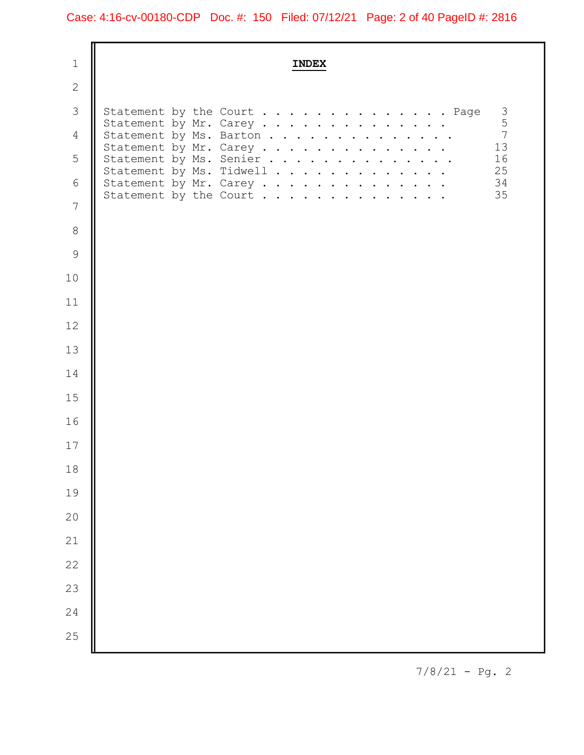# INDEX

| | |
|---|---|
| Statement by the Court . . . . . . . . . . . . . . . Page | 3 |
| Statement by Mr. Carey . . . . . . . . . . . . . . . | 5 |
| Statement by Ms. Barton . . . . . . . . . . . . . . . | 7 |
| Statement by Mr. Carey . . . . . . . . . . . . . . . | 13 |
| Statement by Ms. Senier . . . . . . . . . . . . . . . | 16 |
| Statement by Ms. Tidwell . . . . . . . . . . . . . . | 25 |
| Statement by Mr. Carey . . . . . . . . . . . . . . . | 34 |
| Statement by the Court . . . . . . . . . . . . . . . | 35 |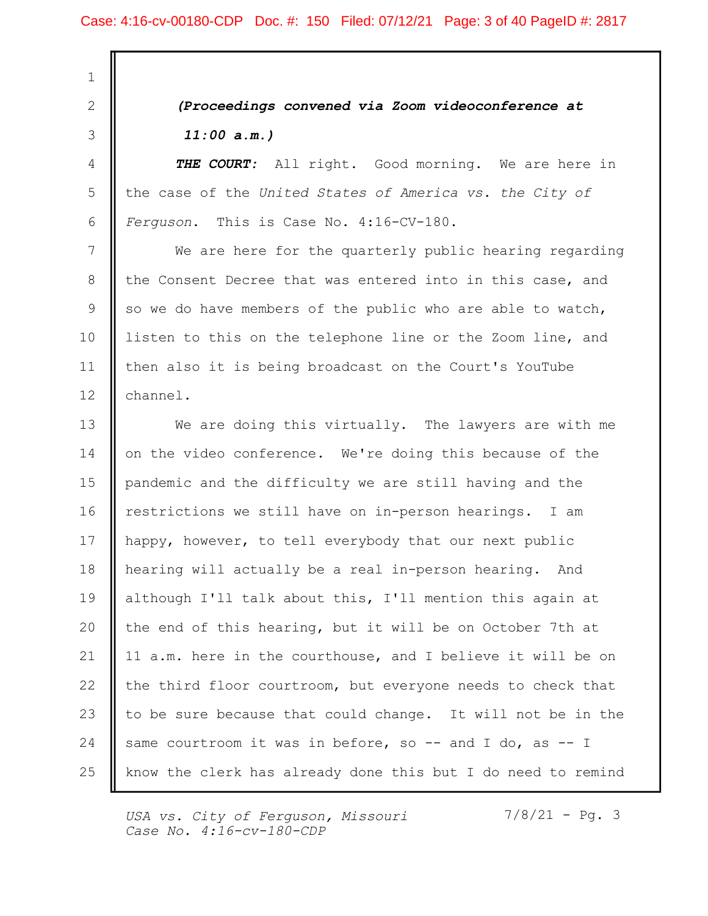*(Proceedings convened via Zoom videoconference at 11:00 a.m.)*

***THE COURT:*** All right. Good morning. We are here in the case of the *United States of America vs. the City of Ferguson*. This is Case No. 4:16-CV-180.

We are here for the quarterly public hearing regarding the Consent Decree that was entered into in this case, and so we do have members of the public who are able to watch, listen to this on the telephone line or the Zoom line, and then also it is being broadcast on the Court's YouTube channel.

We are doing this virtually. The lawyers are with me on the video conference. We're doing this because of the pandemic and the difficulty we are still having and the restrictions we still have on in-person hearings. I am happy, however, to tell everybody that our next public hearing will actually be a real in-person hearing. And although I'll talk about this, I'll mention this again at the end of this hearing, but it will be on October 7th at 11 a.m. here in the courthouse, and I believe it will be on the third floor courtroom, but everyone needs to check that to be sure because that could change. It will not be in the same courtroom it was in before, so -- and I do, as -- I know the clerk has already done this but I do need to remind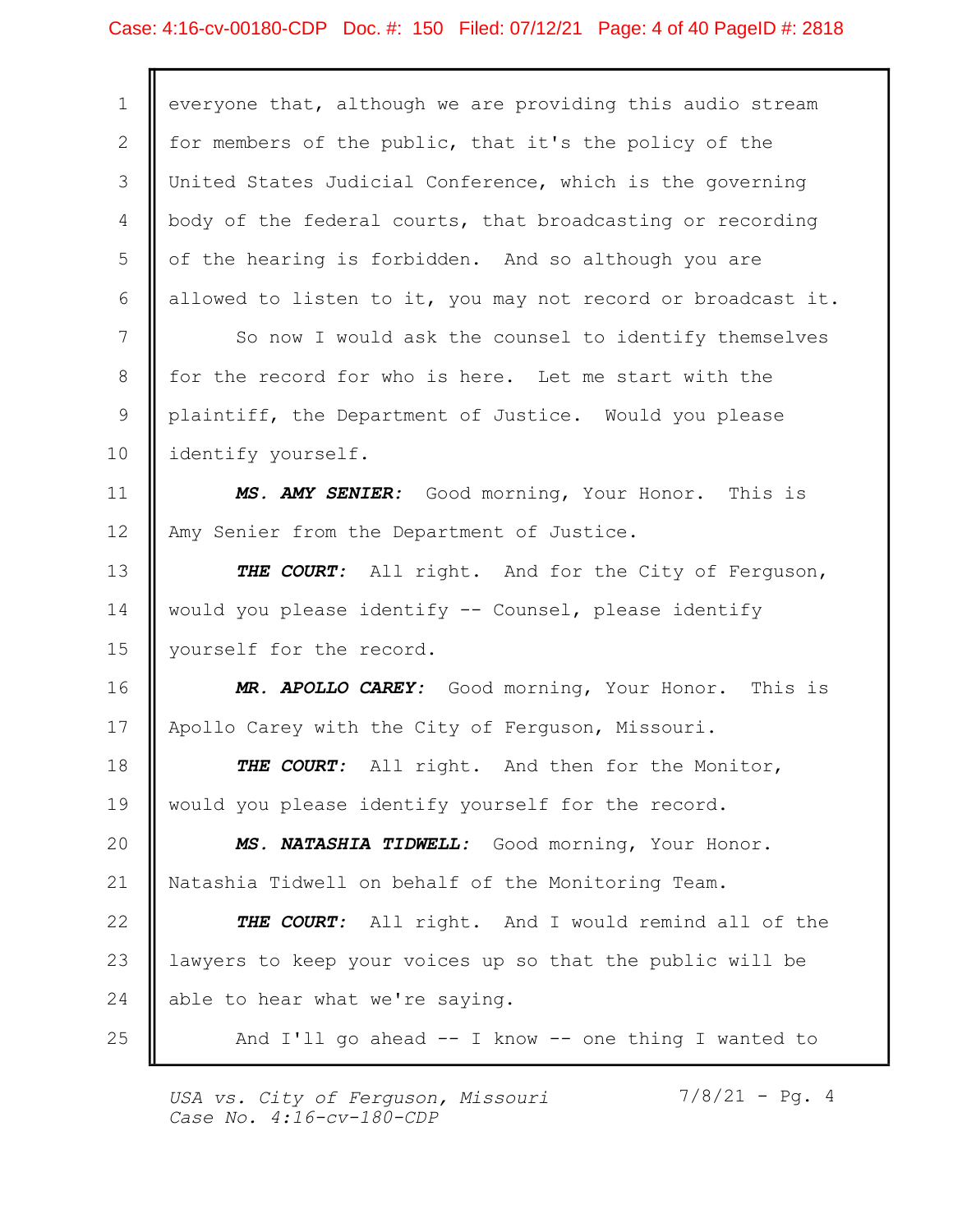everyone that, although we are providing this audio stream for members of the public, that it's the policy of the United States Judicial Conference, which is the governing body of the federal courts, that broadcasting or recording of the hearing is forbidden. And so although you are allowed to listen to it, you may not record or broadcast it.

So now I would ask the counsel to identify themselves for the record for who is here. Let me start with the plaintiff, the Department of Justice. Would you please identify yourself.

***MS. AMY SENIER:*** Good morning, Your Honor. This is Amy Senier from the Department of Justice.

***THE COURT:*** All right. And for the City of Ferguson, would you please identify -- Counsel, please identify yourself for the record.

***MR. APOLLO CAREY:*** Good morning, Your Honor. This is Apollo Carey with the City of Ferguson, Missouri.

***THE COURT:*** All right. And then for the Monitor, would you please identify yourself for the record.

***MS. NATASHIA TIDWELL:*** Good morning, Your Honor. Natashia Tidwell on behalf of the Monitoring Team.

***THE COURT:*** All right. And I would remind all of the lawyers to keep your voices up so that the public will be able to hear what we're saying.

And I'll go ahead -- I know -- one thing I wanted to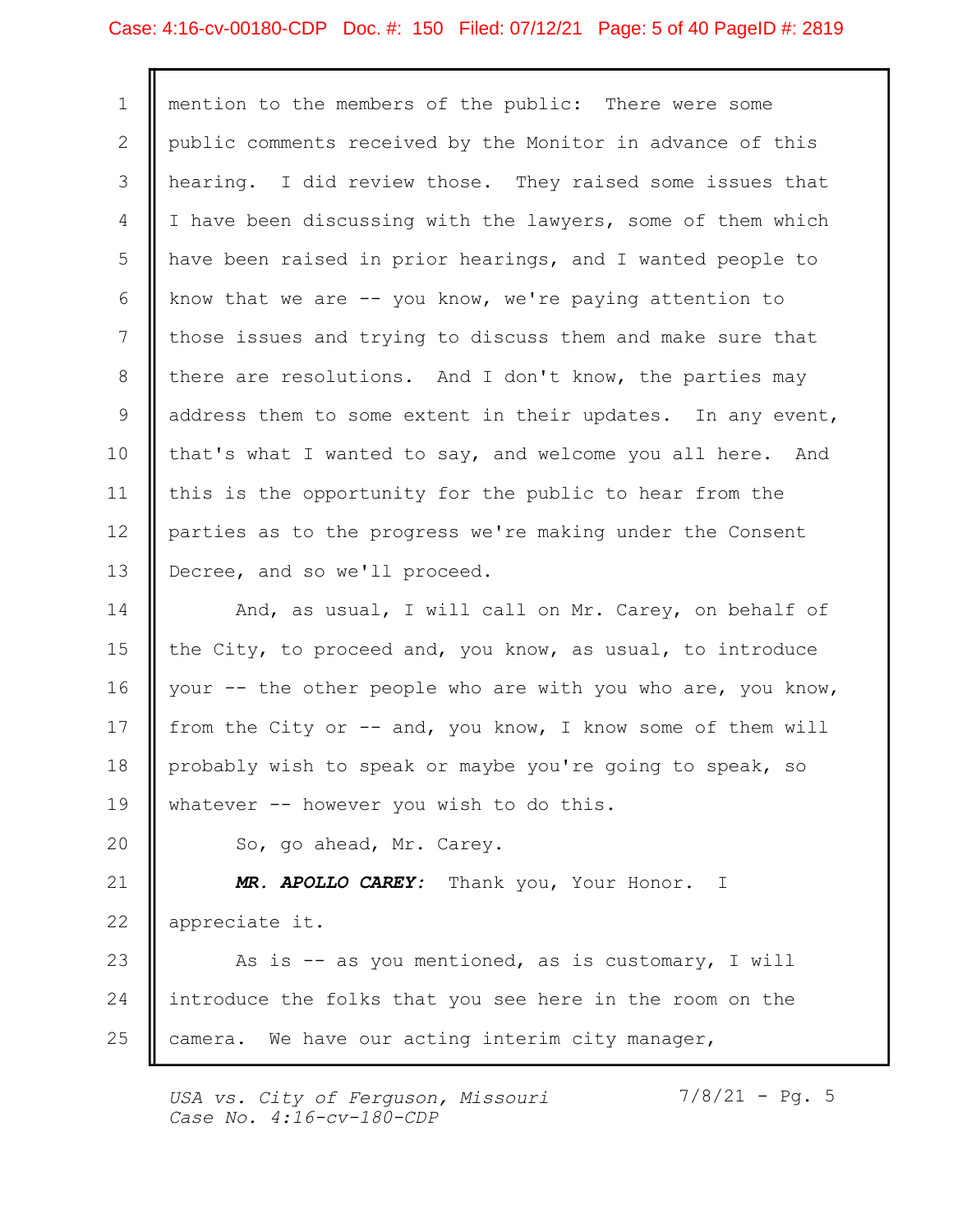mention to the members of the public: There were some public comments received by the Monitor in advance of this hearing. I did review those. They raised some issues that I have been discussing with the lawyers, some of them which have been raised in prior hearings, and I wanted people to know that we are -- you know, we're paying attention to those issues and trying to discuss them and make sure that there are resolutions. And I don't know, the parties may address them to some extent in their updates. In any event, that's what I wanted to say, and welcome you all here. And this is the opportunity for the public to hear from the parties as to the progress we're making under the Consent Decree, and so we'll proceed.

And, as usual, I will call on Mr. Carey, on behalf of the City, to proceed and, you know, as usual, to introduce your -- the other people who are with you who are, you know, from the City or -- and, you know, I know some of them will probably wish to speak or maybe you're going to speak, so whatever -- however you wish to do this.

So, go ahead, Mr. Carey.

***MR. APOLLO CAREY:*** Thank you, Your Honor. I appreciate it.

As is -- as you mentioned, as is customary, I will introduce the folks that you see here in the room on the camera. We have our acting interim city manager,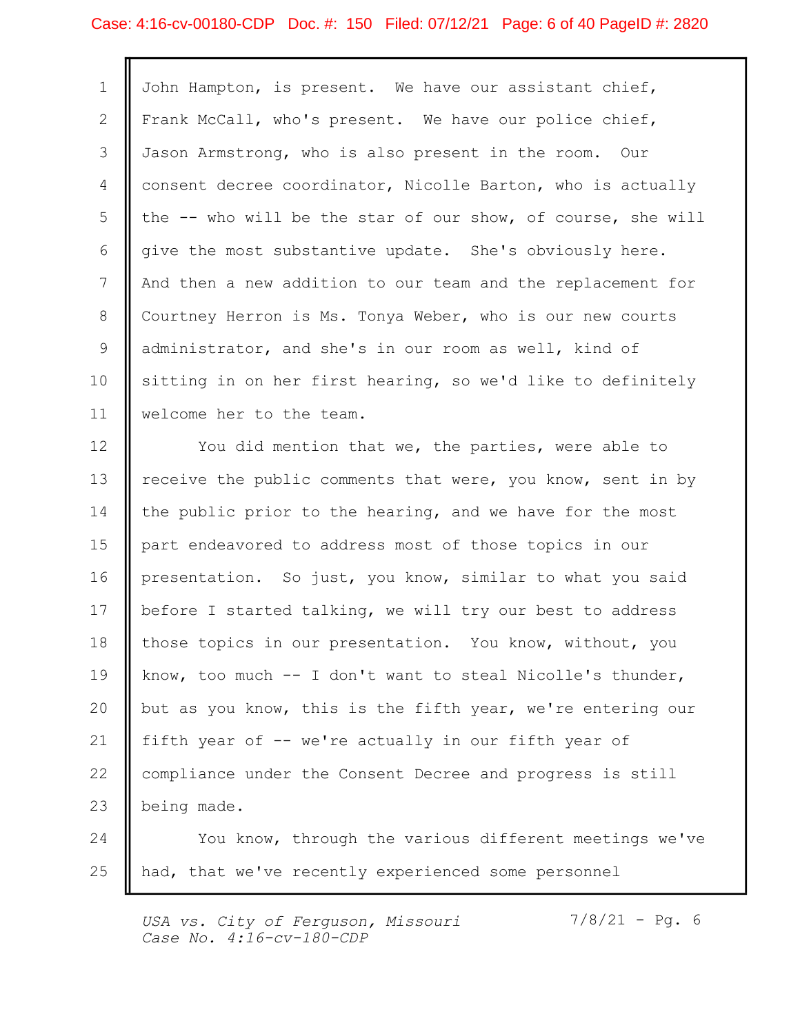John Hampton, is present. We have our assistant chief, Frank McCall, who's present. We have our police chief, Jason Armstrong, who is also present in the room. Our consent decree coordinator, Nicolle Barton, who is actually the -- who will be the star of our show, of course, she will give the most substantive update. She's obviously here. And then a new addition to our team and the replacement for Courtney Herron is Ms. Tonya Weber, who is our new courts administrator, and she's in our room as well, kind of sitting in on her first hearing, so we'd like to definitely welcome her to the team.

You did mention that we, the parties, were able to receive the public comments that were, you know, sent in by the public prior to the hearing, and we have for the most part endeavored to address most of those topics in our presentation. So just, you know, similar to what you said before I started talking, we will try our best to address those topics in our presentation. You know, without, you know, too much -- I don't want to steal Nicolle's thunder, but as you know, this is the fifth year, we're entering our fifth year of -- we're actually in our fifth year of compliance under the Consent Decree and progress is still being made.

You know, through the various different meetings we've had, that we've recently experienced some personnel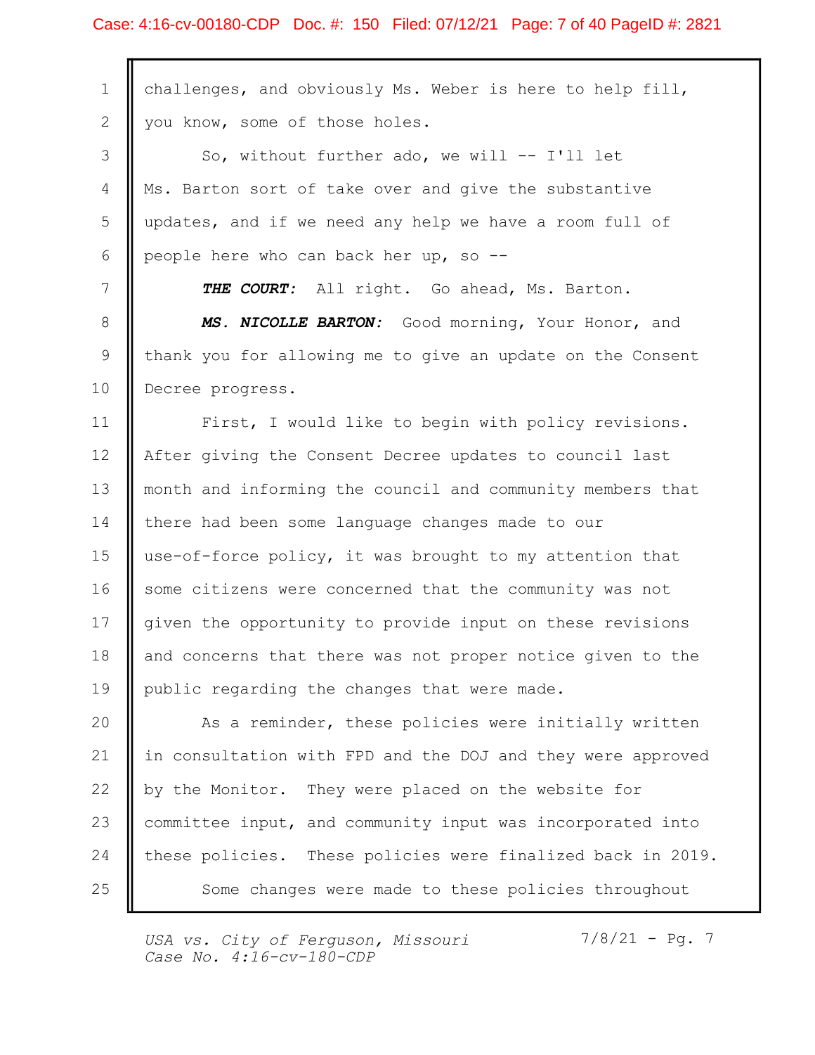challenges, and obviously Ms. Weber is here to help fill, you know, some of those holes.

So, without further ado, we will -- I'll let Ms. Barton sort of take over and give the substantive updates, and if we need any help we have a room full of people here who can back her up, so --

***THE COURT:*** All right. Go ahead, Ms. Barton.

***MS. NICOLLE BARTON:*** Good morning, Your Honor, and thank you for allowing me to give an update on the Consent Decree progress.

First, I would like to begin with policy revisions. After giving the Consent Decree updates to council last month and informing the council and community members that there had been some language changes made to our use-of-force policy, it was brought to my attention that some citizens were concerned that the community was not given the opportunity to provide input on these revisions and concerns that there was not proper notice given to the public regarding the changes that were made.

As a reminder, these policies were initially written in consultation with FPD and the DOJ and they were approved by the Monitor. They were placed on the website for committee input, and community input was incorporated into these policies. These policies were finalized back in 2019.

Some changes were made to these policies throughout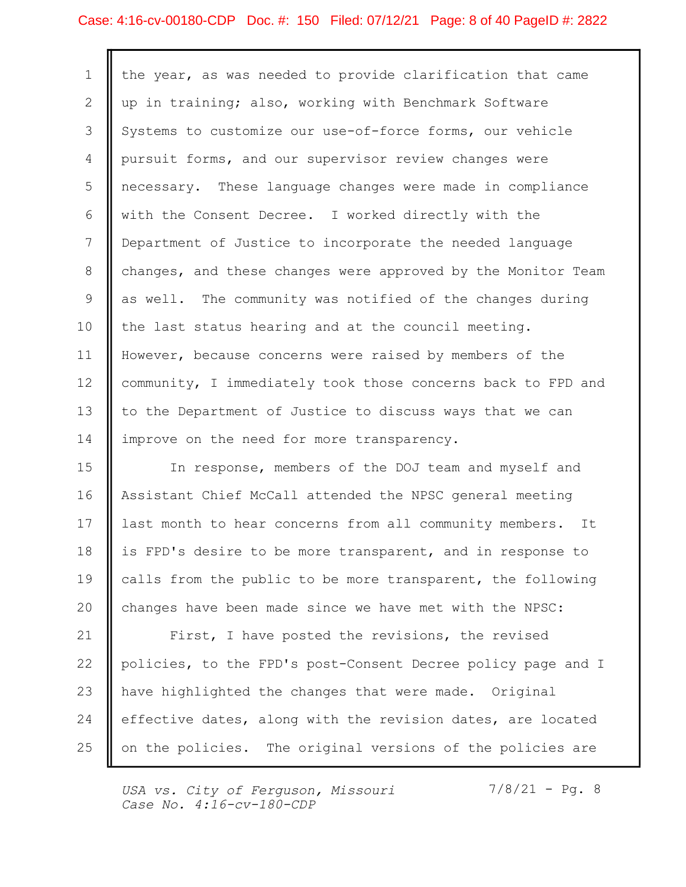the year, as was needed to provide clarification that came up in training; also, working with Benchmark Software Systems to customize our use-of-force forms, our vehicle pursuit forms, and our supervisor review changes were necessary. These language changes were made in compliance with the Consent Decree. I worked directly with the Department of Justice to incorporate the needed language changes, and these changes were approved by the Monitor Team as well. The community was notified of the changes during the last status hearing and at the council meeting. However, because concerns were raised by members of the community, I immediately took those concerns back to FPD and to the Department of Justice to discuss ways that we can improve on the need for more transparency.

In response, members of the DOJ team and myself and Assistant Chief McCall attended the NPSC general meeting last month to hear concerns from all community members. It is FPD's desire to be more transparent, and in response to calls from the public to be more transparent, the following changes have been made since we have met with the NPSC:

First, I have posted the revisions, the revised policies, to the FPD's post-Consent Decree policy page and I have highlighted the changes that were made. Original effective dates, along with the revision dates, are located on the policies. The original versions of the policies are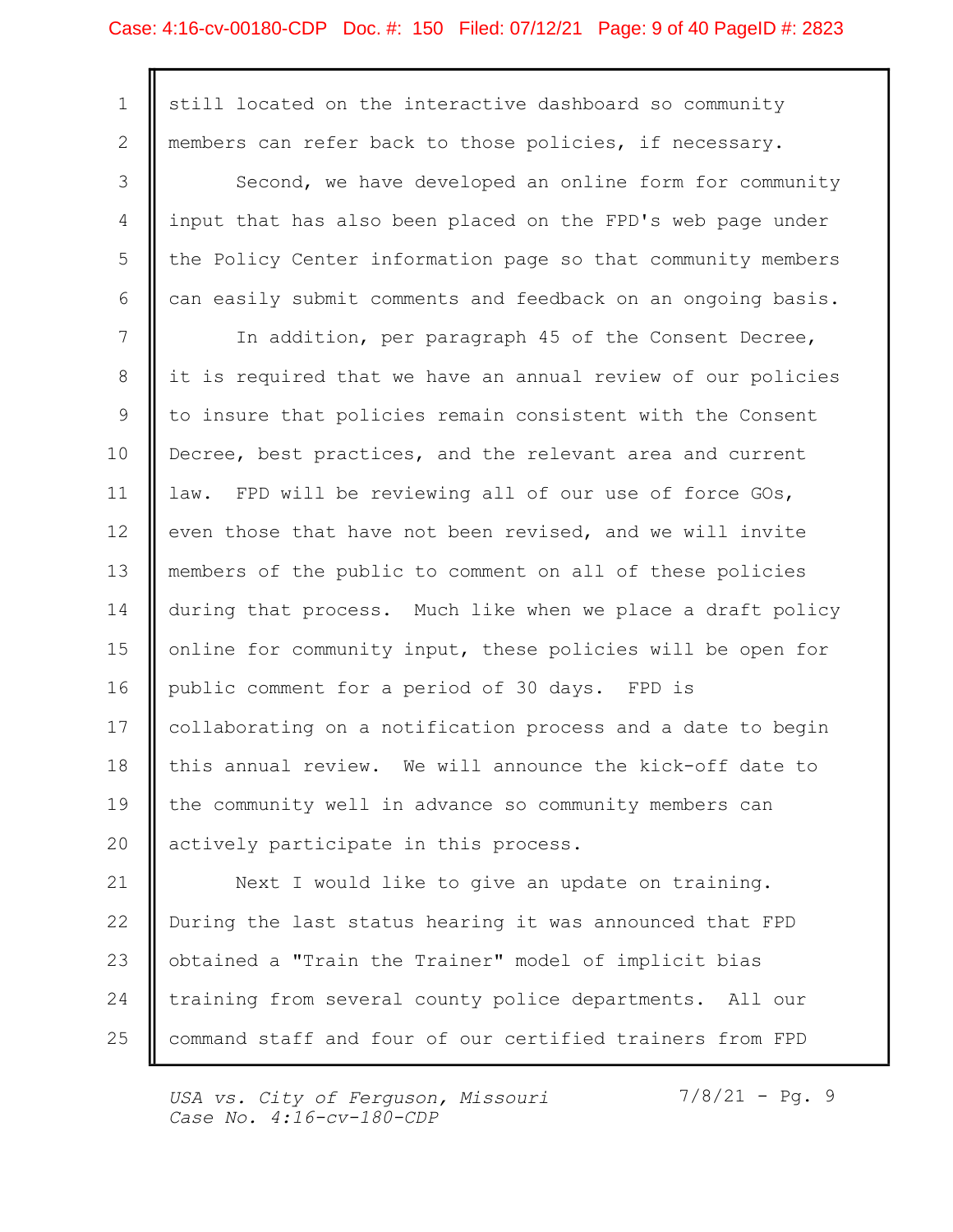still located on the interactive dashboard so community members can refer back to those policies, if necessary.

Second, we have developed an online form for community input that has also been placed on the FPD's web page under the Policy Center information page so that community members can easily submit comments and feedback on an ongoing basis.

In addition, per paragraph 45 of the Consent Decree, it is required that we have an annual review of our policies to insure that policies remain consistent with the Consent Decree, best practices, and the relevant area and current law. FPD will be reviewing all of our use of force GOs, even those that have not been revised, and we will invite members of the public to comment on all of these policies during that process. Much like when we place a draft policy online for community input, these policies will be open for public comment for a period of 30 days. FPD is collaborating on a notification process and a date to begin this annual review. We will announce the kick-off date to the community well in advance so community members can actively participate in this process.

Next I would like to give an update on training. During the last status hearing it was announced that FPD obtained a "Train the Trainer" model of implicit bias training from several county police departments. All our command staff and four of our certified trainers from FPD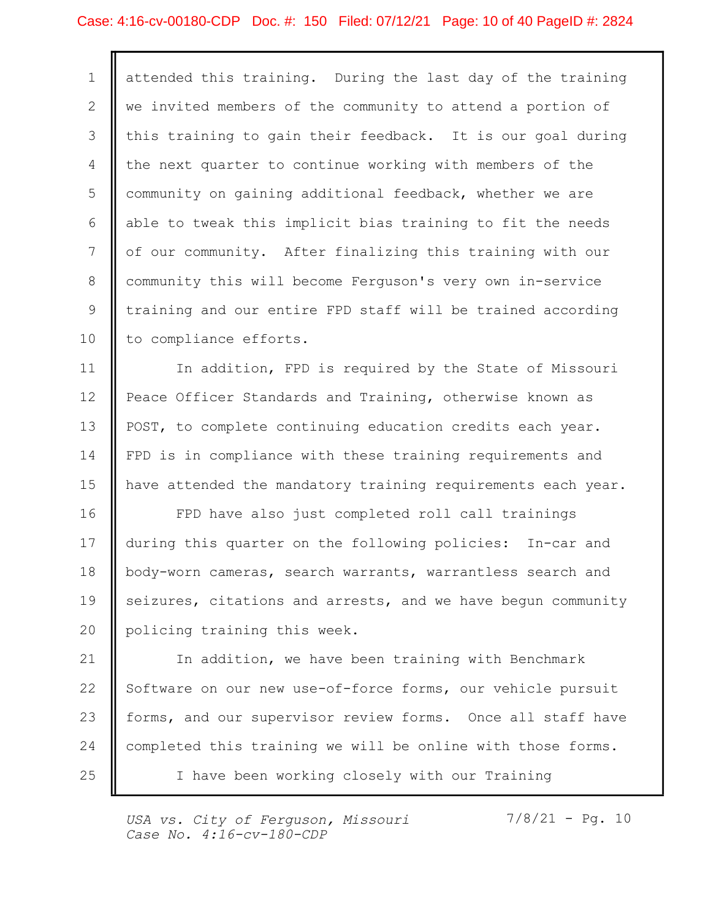attended this training. During the last day of the training we invited members of the community to attend a portion of this training to gain their feedback. It is our goal during the next quarter to continue working with members of the community on gaining additional feedback, whether we are able to tweak this implicit bias training to fit the needs of our community. After finalizing this training with our community this will become Ferguson's very own in-service training and our entire FPD staff will be trained according to compliance efforts.

In addition, FPD is required by the State of Missouri Peace Officer Standards and Training, otherwise known as POST, to complete continuing education credits each year. FPD is in compliance with these training requirements and have attended the mandatory training requirements each year.

FPD have also just completed roll call trainings during this quarter on the following policies: In-car and body-worn cameras, search warrants, warrantless search and seizures, citations and arrests, and we have begun community policing training this week.

In addition, we have been training with Benchmark Software on our new use-of-force forms, our vehicle pursuit forms, and our supervisor review forms. Once all staff have completed this training we will be online with those forms.

I have been working closely with our Training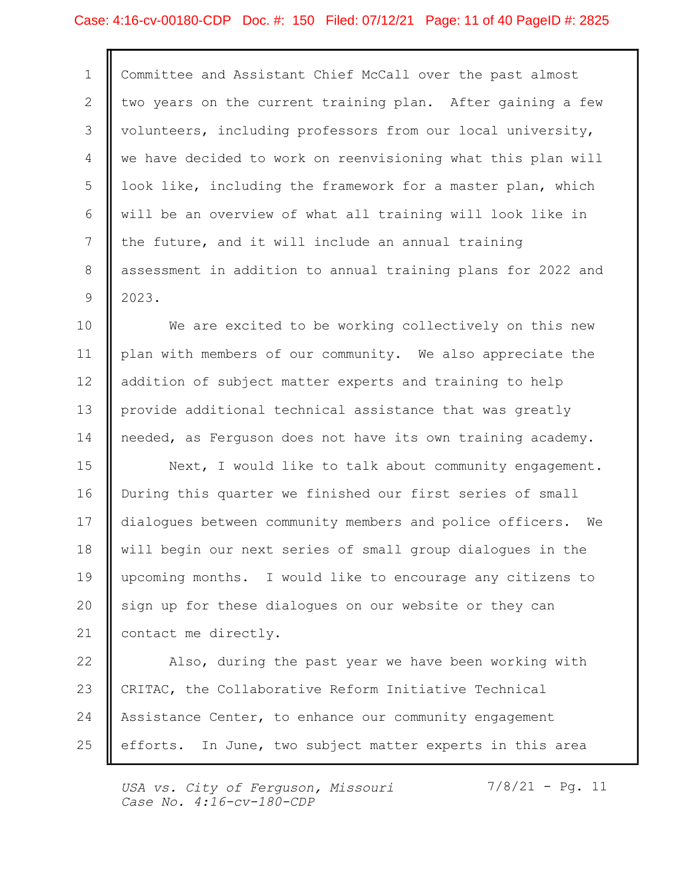Committee and Assistant Chief McCall over the past almost two years on the current training plan. After gaining a few volunteers, including professors from our local university, we have decided to work on reenvisioning what this plan will look like, including the framework for a master plan, which will be an overview of what all training will look like in the future, and it will include an annual training assessment in addition to annual training plans for 2022 and 2023.

We are excited to be working collectively on this new plan with members of our community. We also appreciate the addition of subject matter experts and training to help provide additional technical assistance that was greatly needed, as Ferguson does not have its own training academy.

Next, I would like to talk about community engagement. During this quarter we finished our first series of small dialogues between community members and police officers. We will begin our next series of small group dialogues in the upcoming months. I would like to encourage any citizens to sign up for these dialogues on our website or they can contact me directly.

Also, during the past year we have been working with CRITAC, the Collaborative Reform Initiative Technical Assistance Center, to enhance our community engagement efforts. In June, two subject matter experts in this area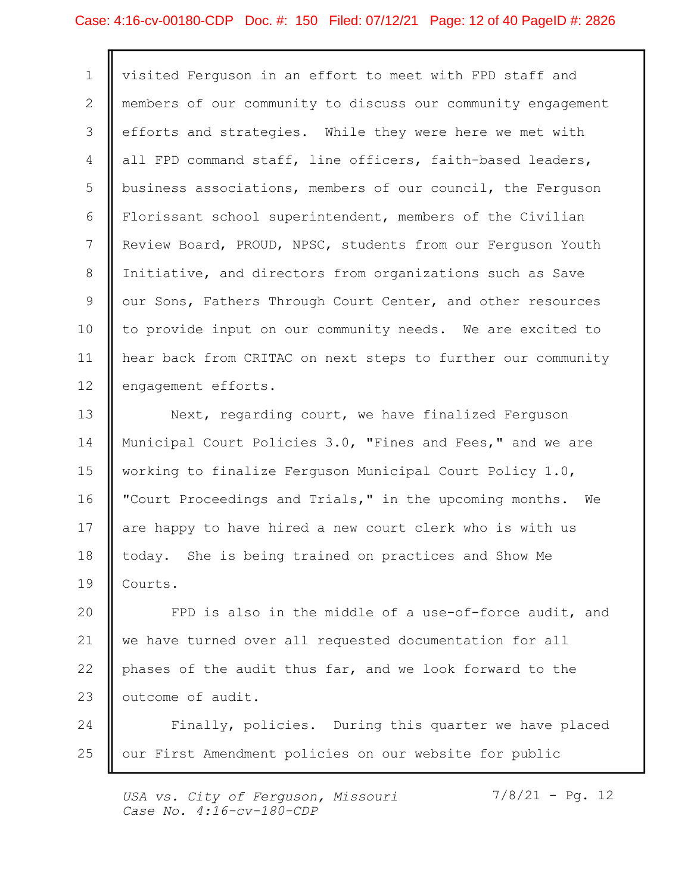visited Ferguson in an effort to meet with FPD staff and members of our community to discuss our community engagement efforts and strategies. While they were here we met with all FPD command staff, line officers, faith-based leaders, business associations, members of our council, the Ferguson Florissant school superintendent, members of the Civilian Review Board, PROUD, NPSC, students from our Ferguson Youth Initiative, and directors from organizations such as Save our Sons, Fathers Through Court Center, and other resources to provide input on our community needs. We are excited to hear back from CRITAC on next steps to further our community engagement efforts.

Next, regarding court, we have finalized Ferguson Municipal Court Policies 3.0, "Fines and Fees," and we are working to finalize Ferguson Municipal Court Policy 1.0, "Court Proceedings and Trials," in the upcoming months. We are happy to have hired a new court clerk who is with us today. She is being trained on practices and Show Me Courts.

FPD is also in the middle of a use-of-force audit, and we have turned over all requested documentation for all phases of the audit thus far, and we look forward to the outcome of audit.

Finally, policies. During this quarter we have placed our First Amendment policies on our website for public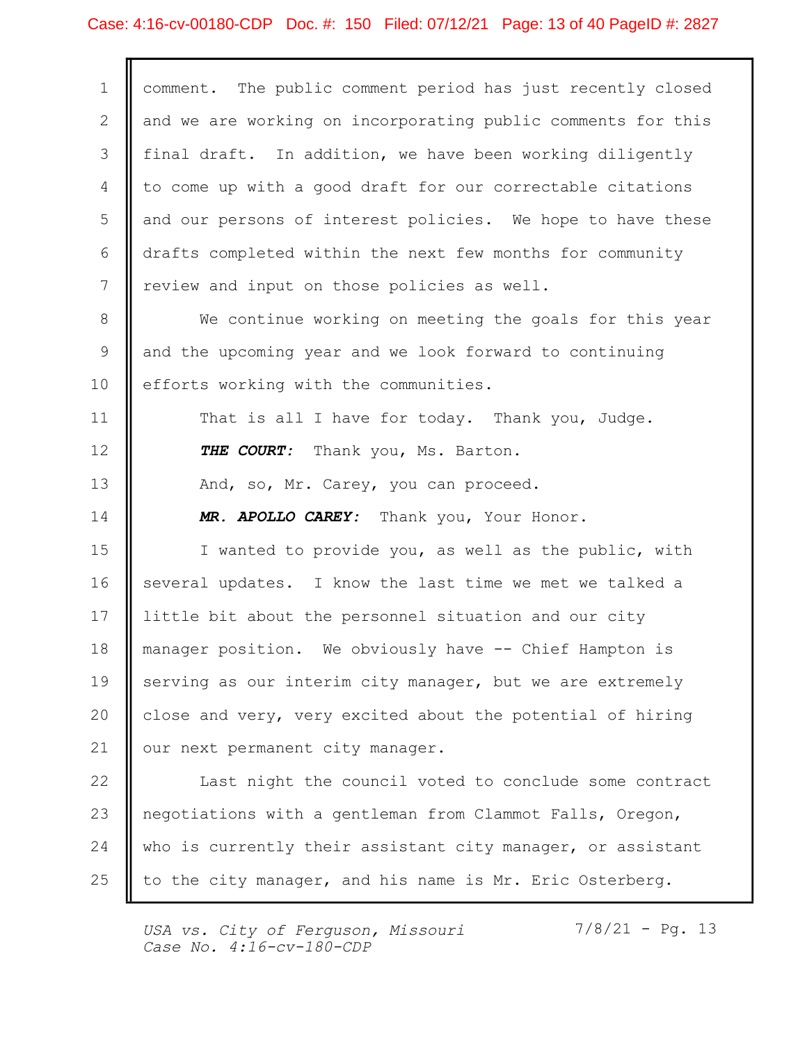comment. The public comment period has just recently closed and we are working on incorporating public comments for this final draft. In addition, we have been working diligently to come up with a good draft for our correctable citations and our persons of interest policies. We hope to have these drafts completed within the next few months for community review and input on those policies as well.

We continue working on meeting the goals for this year and the upcoming year and we look forward to continuing efforts working with the communities.

That is all I have for today. Thank you, Judge.

***THE COURT:*** Thank you, Ms. Barton.

And, so, Mr. Carey, you can proceed.

***MR. APOLLO CAREY:*** Thank you, Your Honor.

I wanted to provide you, as well as the public, with several updates. I know the last time we met we talked a little bit about the personnel situation and our city manager position. We obviously have -- Chief Hampton is serving as our interim city manager, but we are extremely close and very, very excited about the potential of hiring our next permanent city manager.

Last night the council voted to conclude some contract negotiations with a gentleman from Clammot Falls, Oregon, who is currently their assistant city manager, or assistant to the city manager, and his name is Mr. Eric Osterberg.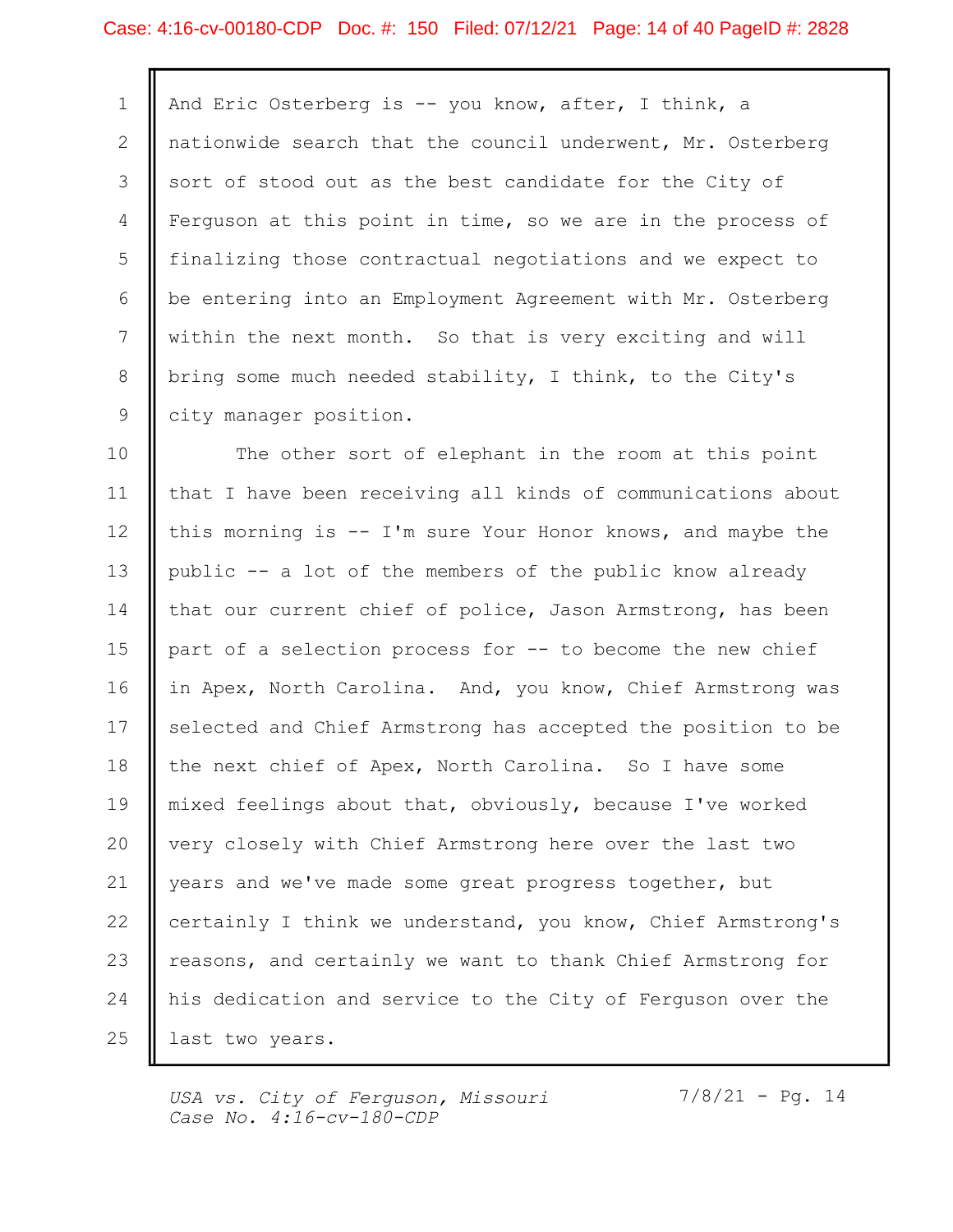And Eric Osterberg is -- you know, after, I think, a nationwide search that the council underwent, Mr. Osterberg sort of stood out as the best candidate for the City of Ferguson at this point in time, so we are in the process of finalizing those contractual negotiations and we expect to be entering into an Employment Agreement with Mr. Osterberg within the next month. So that is very exciting and will bring some much needed stability, I think, to the City's city manager position.

The other sort of elephant in the room at this point that I have been receiving all kinds of communications about this morning is -- I'm sure Your Honor knows, and maybe the public -- a lot of the members of the public know already that our current chief of police, Jason Armstrong, has been part of a selection process for -- to become the new chief in Apex, North Carolina. And, you know, Chief Armstrong was selected and Chief Armstrong has accepted the position to be the next chief of Apex, North Carolina. So I have some mixed feelings about that, obviously, because I've worked very closely with Chief Armstrong here over the last two years and we've made some great progress together, but certainly I think we understand, you know, Chief Armstrong's reasons, and certainly we want to thank Chief Armstrong for his dedication and service to the City of Ferguson over the last two years.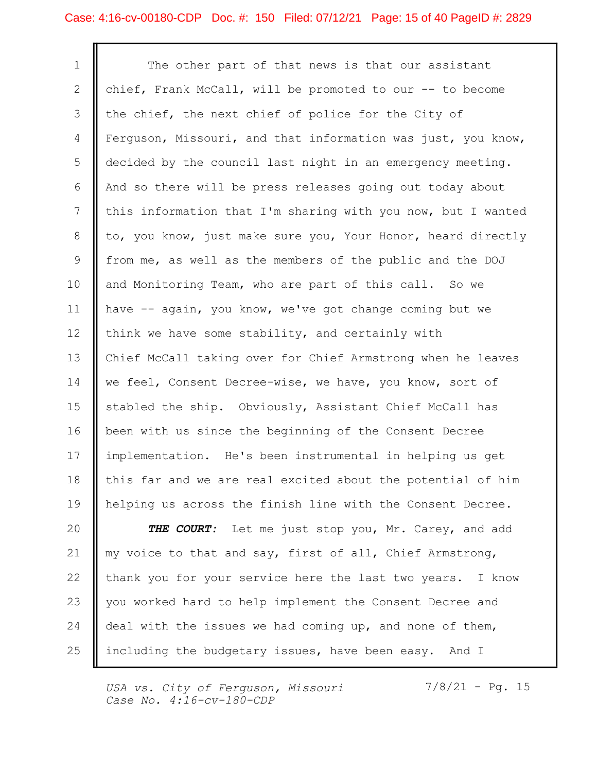The other part of that news is that our assistant chief, Frank McCall, will be promoted to our -- to become the chief, the next chief of police for the City of Ferguson, Missouri, and that information was just, you know, decided by the council last night in an emergency meeting. And so there will be press releases going out today about this information that I'm sharing with you now, but I wanted to, you know, just make sure you, Your Honor, heard directly from me, as well as the members of the public and the DOJ and Monitoring Team, who are part of this call. So we have -- again, you know, we've got change coming but we think we have some stability, and certainly with Chief McCall taking over for Chief Armstrong when he leaves we feel, Consent Decree-wise, we have, you know, sort of stabled the ship. Obviously, Assistant Chief McCall has been with us since the beginning of the Consent Decree implementation. He's been instrumental in helping us get this far and we are real excited about the potential of him helping us across the finish line with the Consent Decree.

***THE COURT:*** Let me just stop you, Mr. Carey, and add my voice to that and say, first of all, Chief Armstrong, thank you for your service here the last two years. I know you worked hard to help implement the Consent Decree and deal with the issues we had coming up, and none of them, including the budgetary issues, have been easy. And I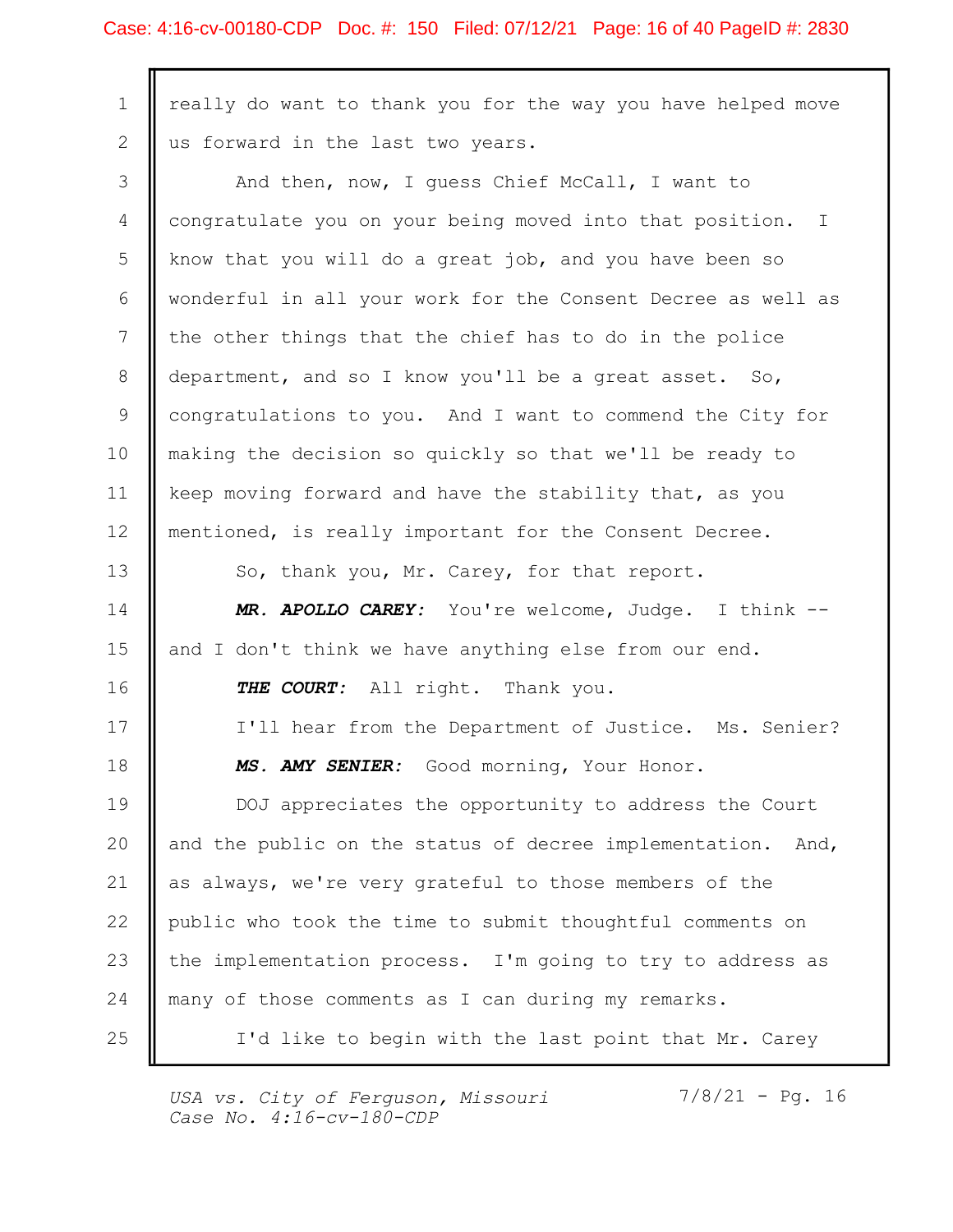really do want to thank you for the way you have helped move us forward in the last two years.

And then, now, I guess Chief McCall, I want to congratulate you on your being moved into that position. I know that you will do a great job, and you have been so wonderful in all your work for the Consent Decree as well as the other things that the chief has to do in the police department, and so I know you'll be a great asset. So, congratulations to you. And I want to commend the City for making the decision so quickly so that we'll be ready to keep moving forward and have the stability that, as you mentioned, is really important for the Consent Decree.

So, thank you, Mr. Carey, for that report.

***MR. APOLLO CAREY:*** You're welcome, Judge. I think -- and I don't think we have anything else from our end.

***THE COURT:*** All right. Thank you.

I'll hear from the Department of Justice. Ms. Senier?

***MS. AMY SENIER:*** Good morning, Your Honor.

DOJ appreciates the opportunity to address the Court and the public on the status of decree implementation. And, as always, we're very grateful to those members of the public who took the time to submit thoughtful comments on the implementation process. I'm going to try to address as many of those comments as I can during my remarks.

I'd like to begin with the last point that Mr. Carey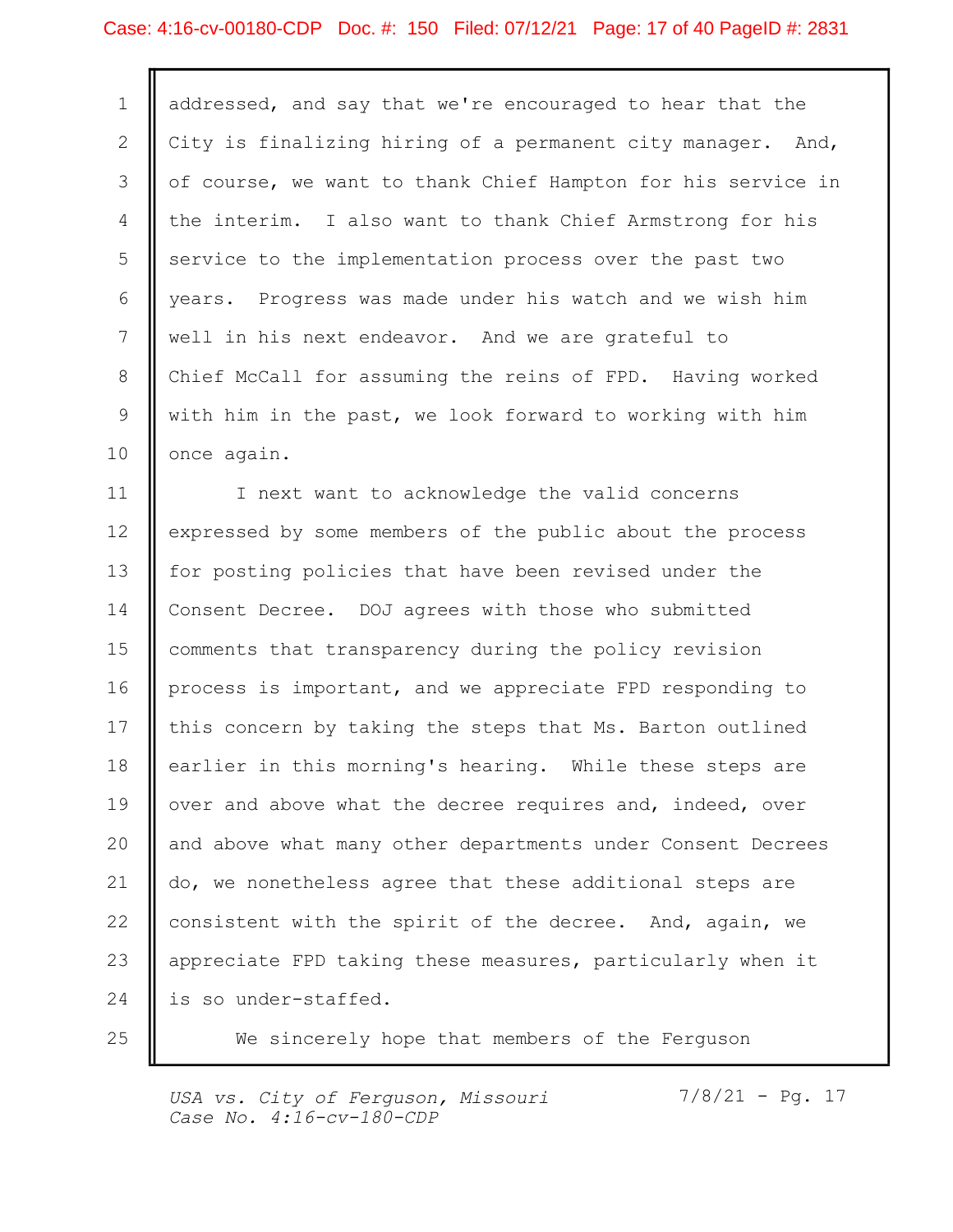addressed, and say that we're encouraged to hear that the City is finalizing hiring of a permanent city manager. And, of course, we want to thank Chief Hampton for his service in the interim. I also want to thank Chief Armstrong for his service to the implementation process over the past two years. Progress was made under his watch and we wish him well in his next endeavor. And we are grateful to Chief McCall for assuming the reins of FPD. Having worked with him in the past, we look forward to working with him once again.

I next want to acknowledge the valid concerns expressed by some members of the public about the process for posting policies that have been revised under the Consent Decree. DOJ agrees with those who submitted comments that transparency during the policy revision process is important, and we appreciate FPD responding to this concern by taking the steps that Ms. Barton outlined earlier in this morning's hearing. While these steps are over and above what the decree requires and, indeed, over and above what many other departments under Consent Decrees do, we nonetheless agree that these additional steps are consistent with the spirit of the decree. And, again, we appreciate FPD taking these measures, particularly when it is so under-staffed.

We sincerely hope that members of the Ferguson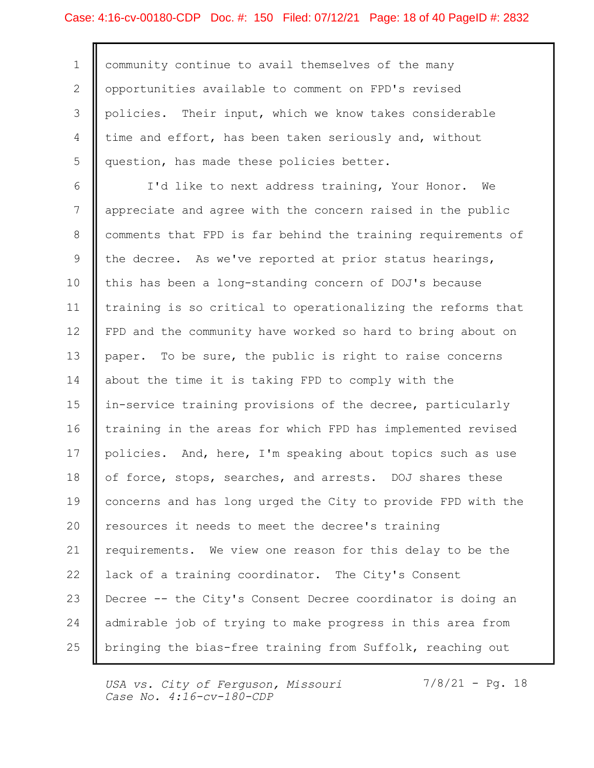community continue to avail themselves of the many opportunities available to comment on FPD's revised policies. Their input, which we know takes considerable time and effort, has been taken seriously and, without question, has made these policies better.

I'd like to next address training, Your Honor. We appreciate and agree with the concern raised in the public comments that FPD is far behind the training requirements of the decree. As we've reported at prior status hearings, this has been a long-standing concern of DOJ's because training is so critical to operationalizing the reforms that FPD and the community have worked so hard to bring about on paper. To be sure, the public is right to raise concerns about the time it is taking FPD to comply with the in-service training provisions of the decree, particularly training in the areas for which FPD has implemented revised policies. And, here, I'm speaking about topics such as use of force, stops, searches, and arrests. DOJ shares these concerns and has long urged the City to provide FPD with the resources it needs to meet the decree's training requirements. We view one reason for this delay to be the lack of a training coordinator. The City's Consent Decree -- the City's Consent Decree coordinator is doing an admirable job of trying to make progress in this area from bringing the bias-free training from Suffolk, reaching out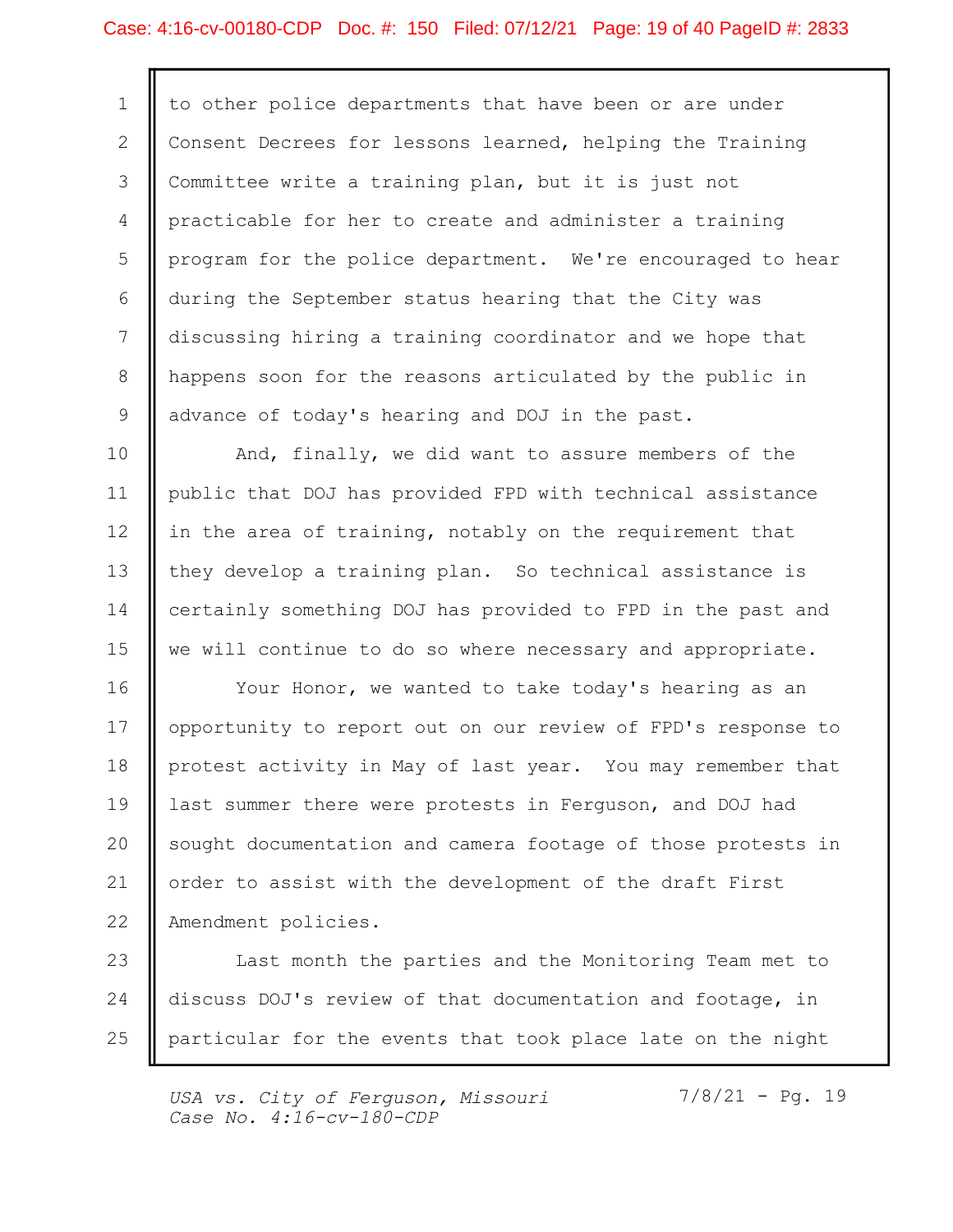to other police departments that have been or are under Consent Decrees for lessons learned, helping the Training Committee write a training plan, but it is just not practicable for her to create and administer a training program for the police department. We're encouraged to hear during the September status hearing that the City was discussing hiring a training coordinator and we hope that happens soon for the reasons articulated by the public in advance of today's hearing and DOJ in the past.

And, finally, we did want to assure members of the public that DOJ has provided FPD with technical assistance in the area of training, notably on the requirement that they develop a training plan. So technical assistance is certainly something DOJ has provided to FPD in the past and we will continue to do so where necessary and appropriate.

Your Honor, we wanted to take today's hearing as an opportunity to report out on our review of FPD's response to protest activity in May of last year. You may remember that last summer there were protests in Ferguson, and DOJ had sought documentation and camera footage of those protests in order to assist with the development of the draft First Amendment policies.

Last month the parties and the Monitoring Team met to discuss DOJ's review of that documentation and footage, in particular for the events that took place late on the night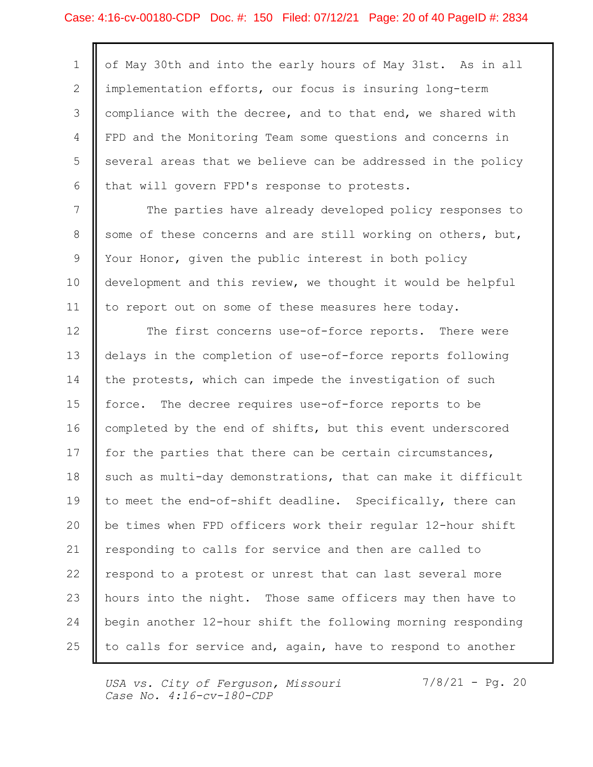of May 30th and into the early hours of May 31st. As in all implementation efforts, our focus is insuring long-term compliance with the decree, and to that end, we shared with FPD and the Monitoring Team some questions and concerns in several areas that we believe can be addressed in the policy that will govern FPD's response to protests.

The parties have already developed policy responses to some of these concerns and are still working on others, but, Your Honor, given the public interest in both policy development and this review, we thought it would be helpful to report out on some of these measures here today.

The first concerns use-of-force reports. There were delays in the completion of use-of-force reports following the protests, which can impede the investigation of such force. The decree requires use-of-force reports to be completed by the end of shifts, but this event underscored for the parties that there can be certain circumstances, such as multi-day demonstrations, that can make it difficult to meet the end-of-shift deadline. Specifically, there can be times when FPD officers work their regular 12-hour shift responding to calls for service and then are called to respond to a protest or unrest that can last several more hours into the night. Those same officers may then have to begin another 12-hour shift the following morning responding to calls for service and, again, have to respond to another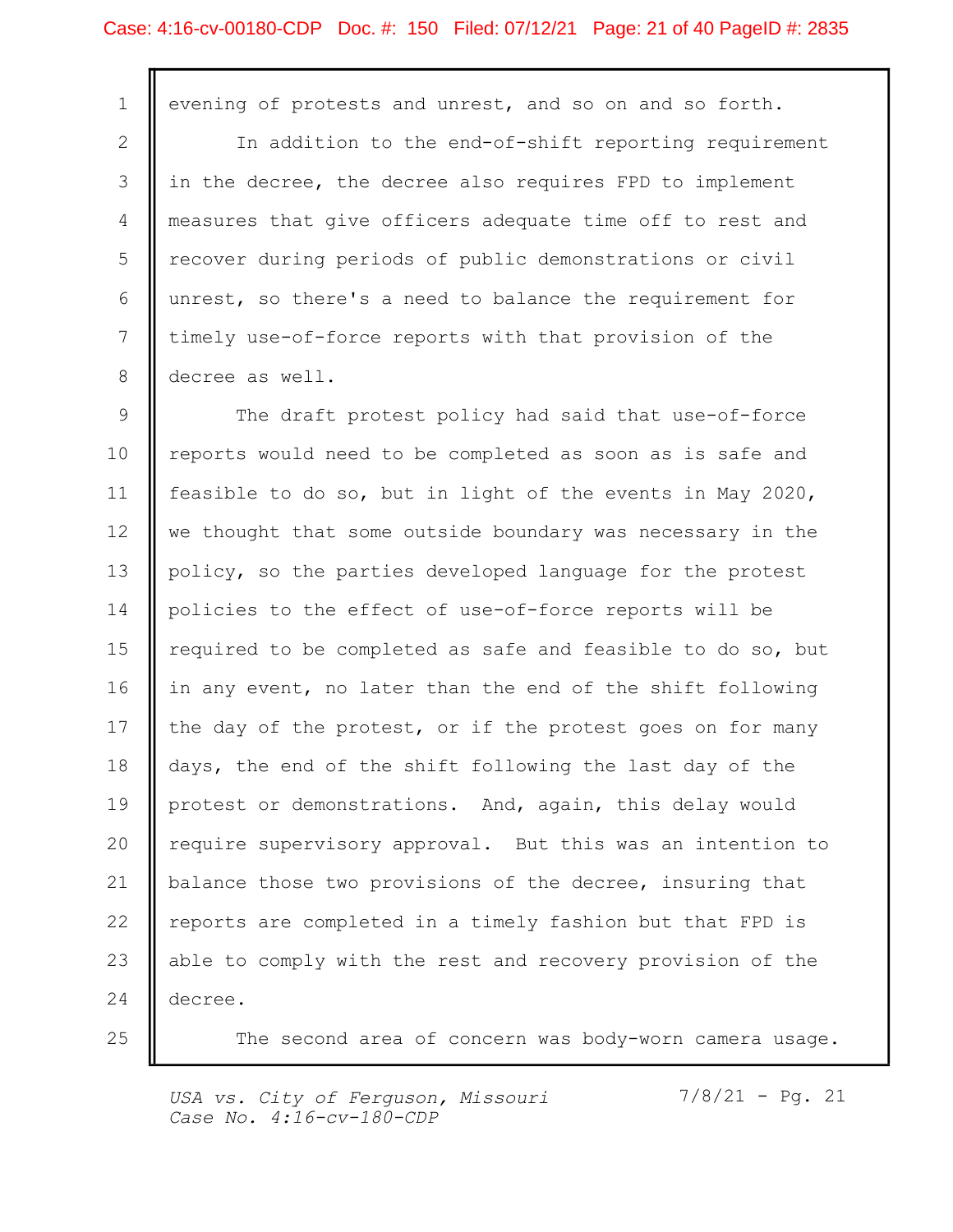evening of protests and unrest, and so on and so forth.

In addition to the end-of-shift reporting requirement in the decree, the decree also requires FPD to implement measures that give officers adequate time off to rest and recover during periods of public demonstrations or civil unrest, so there's a need to balance the requirement for timely use-of-force reports with that provision of the decree as well.

The draft protest policy had said that use-of-force reports would need to be completed as soon as is safe and feasible to do so, but in light of the events in May 2020, we thought that some outside boundary was necessary in the policy, so the parties developed language for the protest policies to the effect of use-of-force reports will be required to be completed as safe and feasible to do so, but in any event, no later than the end of the shift following the day of the protest, or if the protest goes on for many days, the end of the shift following the last day of the protest or demonstrations. And, again, this delay would require supervisory approval. But this was an intention to balance those two provisions of the decree, insuring that reports are completed in a timely fashion but that FPD is able to comply with the rest and recovery provision of the decree.

The second area of concern was body-worn camera usage.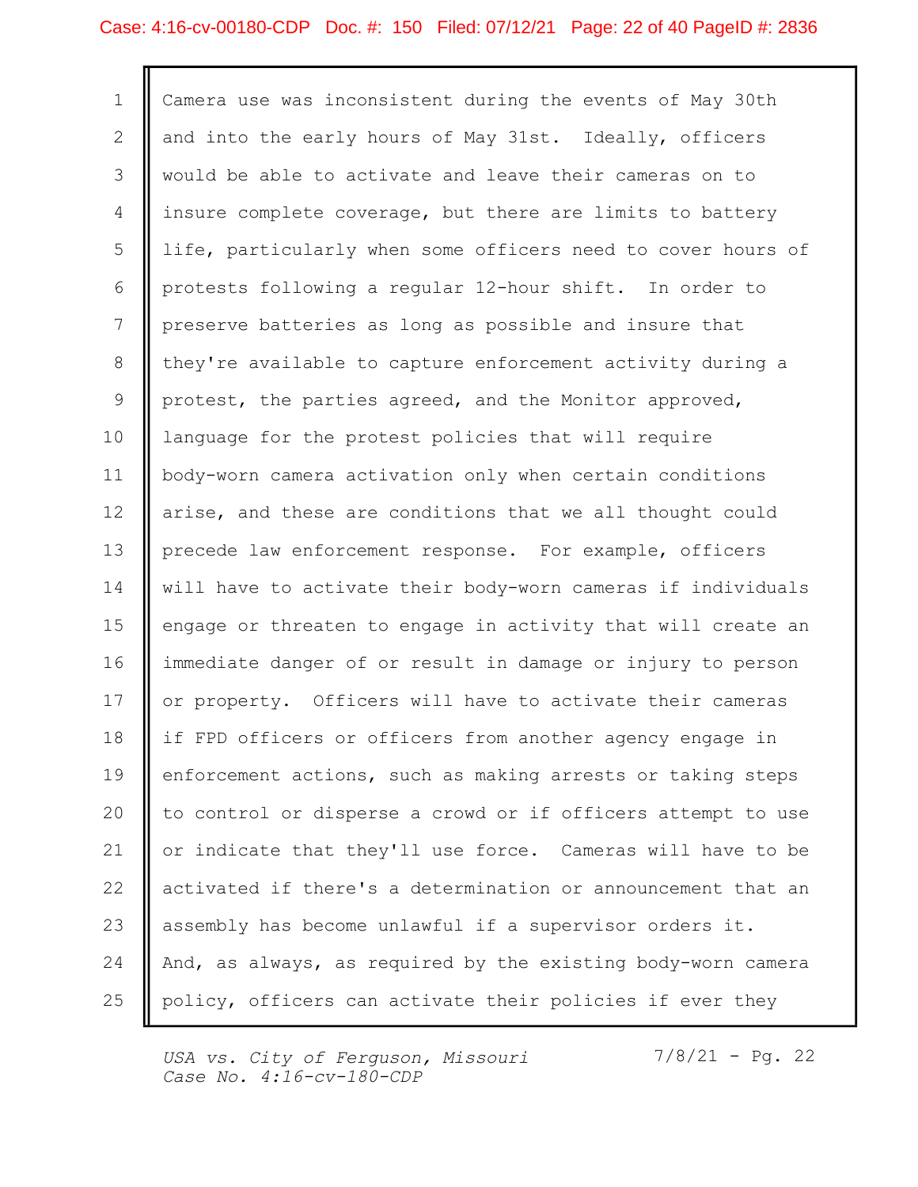Camera use was inconsistent during the events of May 30th and into the early hours of May 31st. Ideally, officers would be able to activate and leave their cameras on to insure complete coverage, but there are limits to battery life, particularly when some officers need to cover hours of protests following a regular 12-hour shift. In order to preserve batteries as long as possible and insure that they're available to capture enforcement activity during a protest, the parties agreed, and the Monitor approved, language for the protest policies that will require body-worn camera activation only when certain conditions arise, and these are conditions that we all thought could precede law enforcement response. For example, officers will have to activate their body-worn cameras if individuals engage or threaten to engage in activity that will create an immediate danger of or result in damage or injury to person or property. Officers will have to activate their cameras if FPD officers or officers from another agency engage in enforcement actions, such as making arrests or taking steps to control or disperse a crowd or if officers attempt to use or indicate that they'll use force. Cameras will have to be activated if there's a determination or announcement that an assembly has become unlawful if a supervisor orders it. And, as always, as required by the existing body-worn camera policy, officers can activate their policies if ever they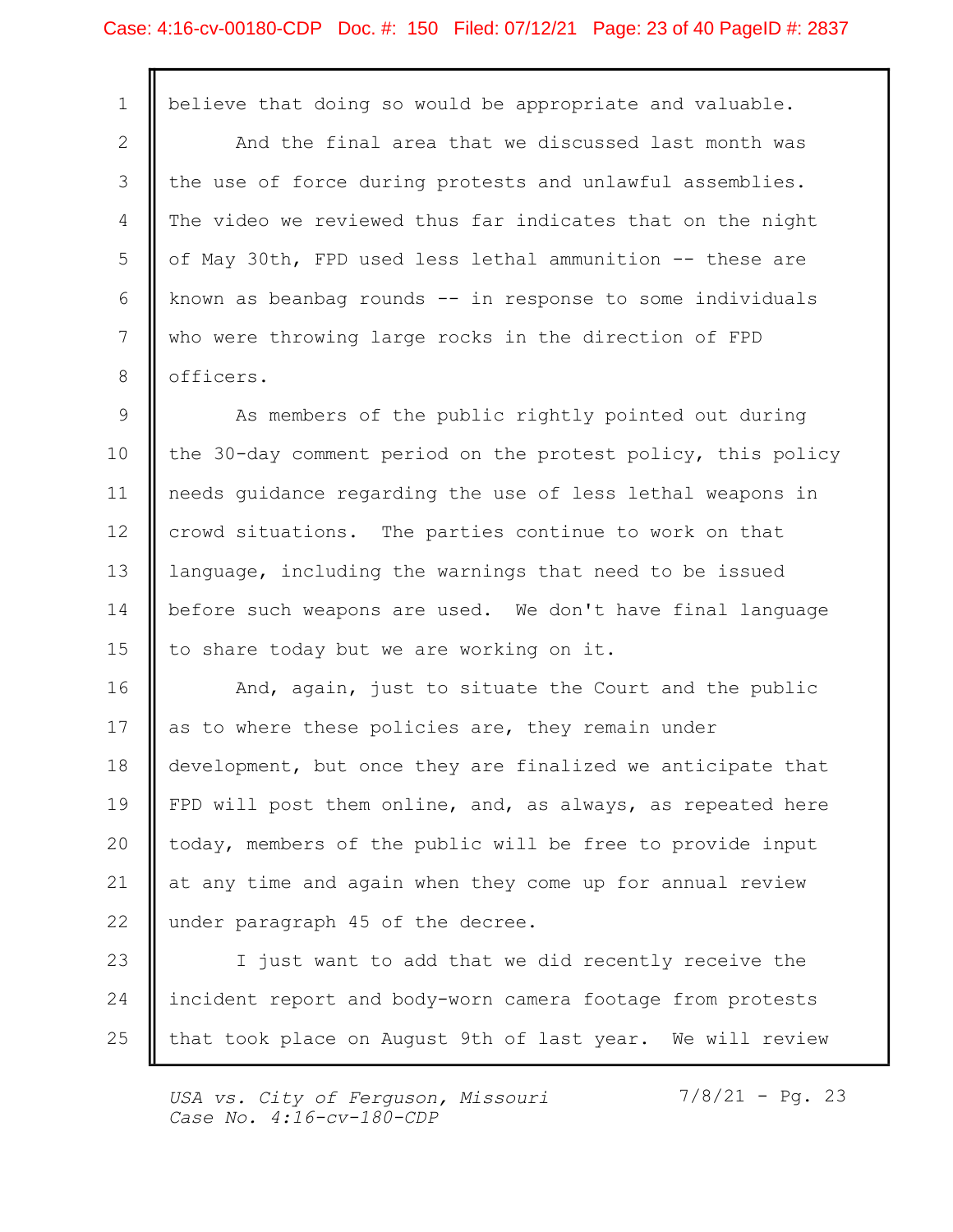believe that doing so would be appropriate and valuable.

And the final area that we discussed last month was the use of force during protests and unlawful assemblies. The video we reviewed thus far indicates that on the night of May 30th, FPD used less lethal ammunition -- these are known as beanbag rounds -- in response to some individuals who were throwing large rocks in the direction of FPD officers.

As members of the public rightly pointed out during the 30-day comment period on the protest policy, this policy needs guidance regarding the use of less lethal weapons in crowd situations. The parties continue to work on that language, including the warnings that need to be issued before such weapons are used. We don't have final language to share today but we are working on it.

And, again, just to situate the Court and the public as to where these policies are, they remain under development, but once they are finalized we anticipate that FPD will post them online, and, as always, as repeated here today, members of the public will be free to provide input at any time and again when they come up for annual review under paragraph 45 of the decree.

I just want to add that we did recently receive the incident report and body-worn camera footage from protests that took place on August 9th of last year. We will review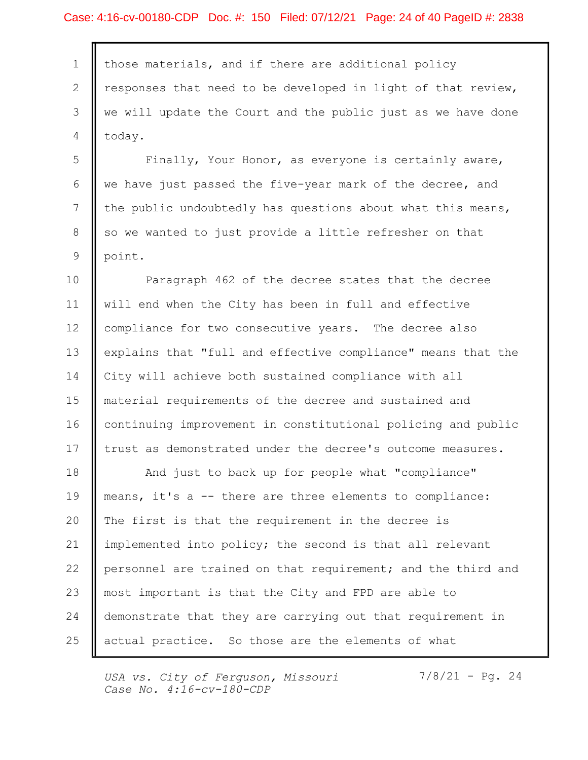those materials, and if there are additional policy responses that need to be developed in light of that review, we will update the Court and the public just as we have done today.

Finally, Your Honor, as everyone is certainly aware, we have just passed the five-year mark of the decree, and the public undoubtedly has questions about what this means, so we wanted to just provide a little refresher on that point.

Paragraph 462 of the decree states that the decree will end when the City has been in full and effective compliance for two consecutive years. The decree also explains that "full and effective compliance" means that the City will achieve both sustained compliance with all material requirements of the decree and sustained and continuing improvement in constitutional policing and public trust as demonstrated under the decree's outcome measures.

And just to back up for people what "compliance" means, it's a -- there are three elements to compliance: The first is that the requirement in the decree is implemented into policy; the second is that all relevant personnel are trained on that requirement; and the third and most important is that the City and FPD are able to demonstrate that they are carrying out that requirement in actual practice. So those are the elements of what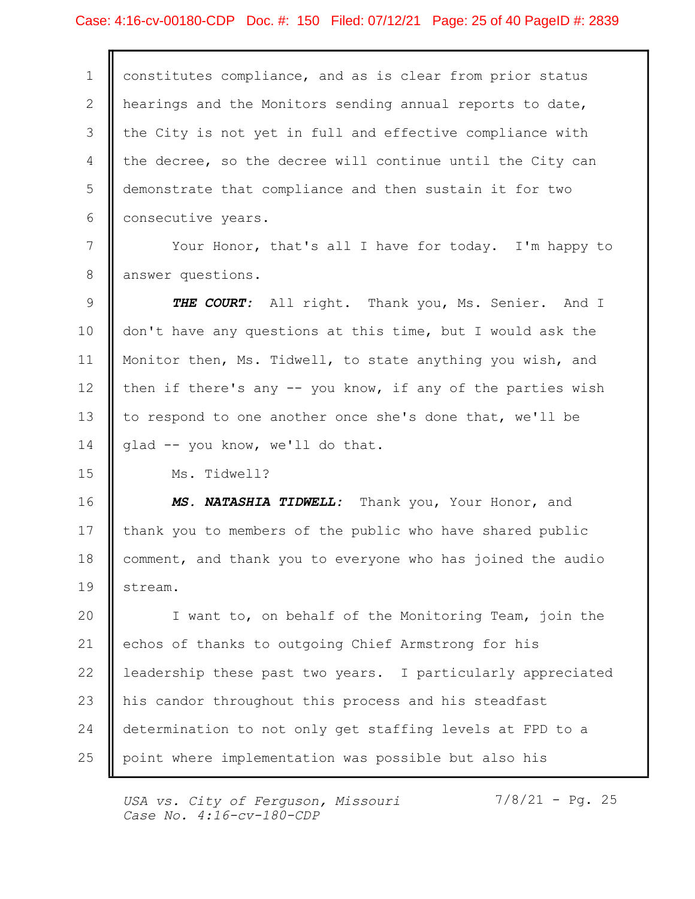constitutes compliance, and as is clear from prior status hearings and the Monitors sending annual reports to date, the City is not yet in full and effective compliance with the decree, so the decree will continue until the City can demonstrate that compliance and then sustain it for two consecutive years.

Your Honor, that's all I have for today. I'm happy to answer questions.

***THE COURT:*** All right. Thank you, Ms. Senier. And I don't have any questions at this time, but I would ask the Monitor then, Ms. Tidwell, to state anything you wish, and then if there's any -- you know, if any of the parties wish to respond to one another once she's done that, we'll be glad -- you know, we'll do that.

Ms. Tidwell?

***MS. NATASHIA TIDWELL:*** Thank you, Your Honor, and thank you to members of the public who have shared public comment, and thank you to everyone who has joined the audio stream.

I want to, on behalf of the Monitoring Team, join the echos of thanks to outgoing Chief Armstrong for his leadership these past two years. I particularly appreciated his candor throughout this process and his steadfast determination to not only get staffing levels at FPD to a point where implementation was possible but also his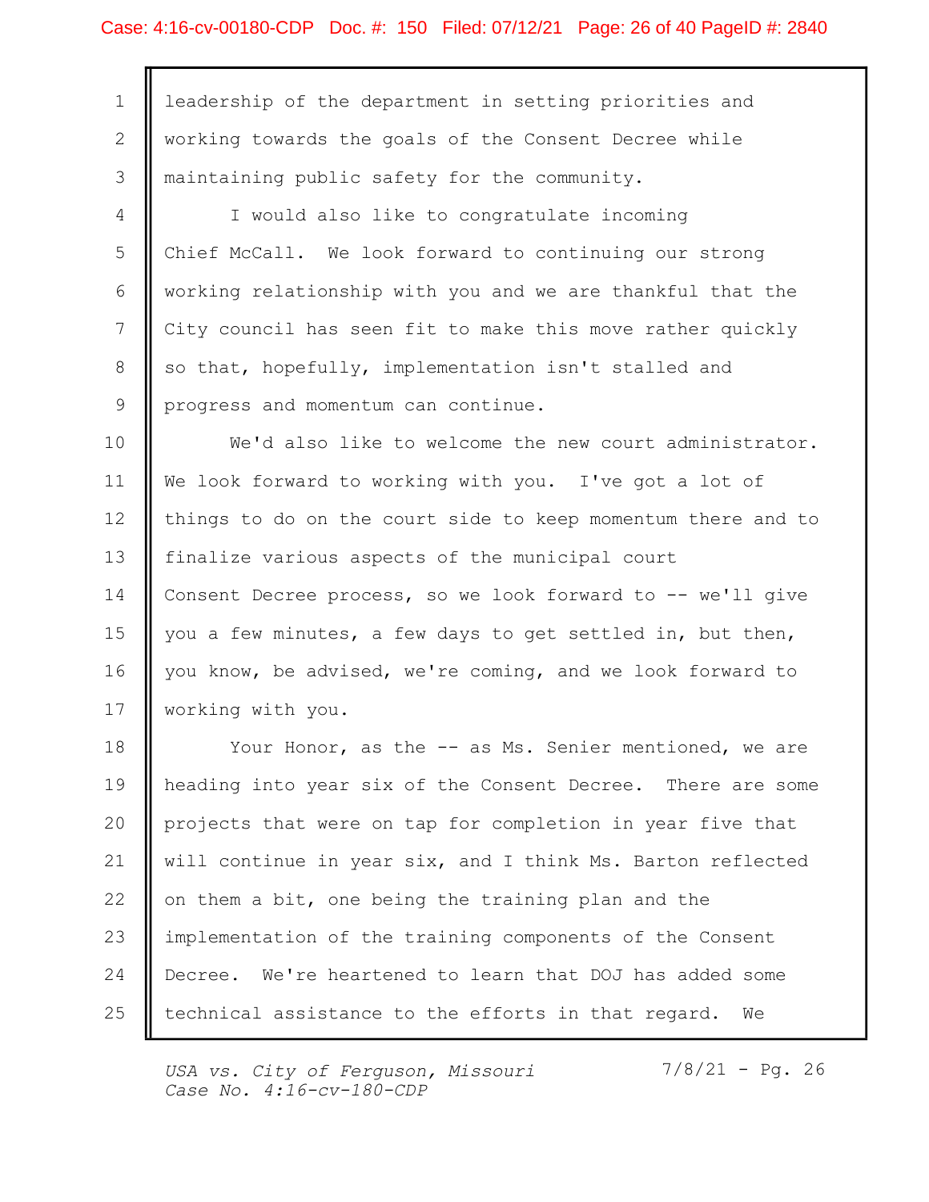leadership of the department in setting priorities and working towards the goals of the Consent Decree while maintaining public safety for the community.

I would also like to congratulate incoming Chief McCall. We look forward to continuing our strong working relationship with you and we are thankful that the City council has seen fit to make this move rather quickly so that, hopefully, implementation isn't stalled and progress and momentum can continue.

We'd also like to welcome the new court administrator. We look forward to working with you. I've got a lot of things to do on the court side to keep momentum there and to finalize various aspects of the municipal court Consent Decree process, so we look forward to -- we'll give you a few minutes, a few days to get settled in, but then, you know, be advised, we're coming, and we look forward to working with you.

Your Honor, as the -- as Ms. Senier mentioned, we are heading into year six of the Consent Decree. There are some projects that were on tap for completion in year five that will continue in year six, and I think Ms. Barton reflected on them a bit, one being the training plan and the implementation of the training components of the Consent Decree. We're heartened to learn that DOJ has added some technical assistance to the efforts in that regard. We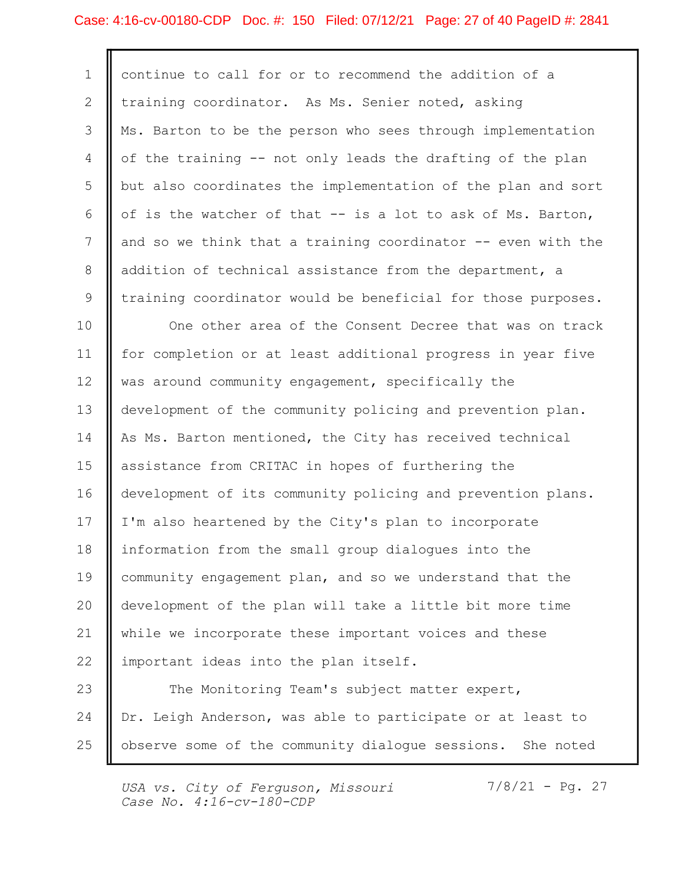continue to call for or to recommend the addition of a training coordinator. As Ms. Senier noted, asking Ms. Barton to be the person who sees through implementation of the training -- not only leads the drafting of the plan but also coordinates the implementation of the plan and sort of is the watcher of that -- is a lot to ask of Ms. Barton, and so we think that a training coordinator -- even with the addition of technical assistance from the department, a training coordinator would be beneficial for those purposes.

One other area of the Consent Decree that was on track for completion or at least additional progress in year five was around community engagement, specifically the development of the community policing and prevention plan. As Ms. Barton mentioned, the City has received technical assistance from CRITAC in hopes of furthering the development of its community policing and prevention plans. I'm also heartened by the City's plan to incorporate information from the small group dialogues into the community engagement plan, and so we understand that the development of the plan will take a little bit more time while we incorporate these important voices and these important ideas into the plan itself.

The Monitoring Team's subject matter expert, Dr. Leigh Anderson, was able to participate or at least to observe some of the community dialogue sessions. She noted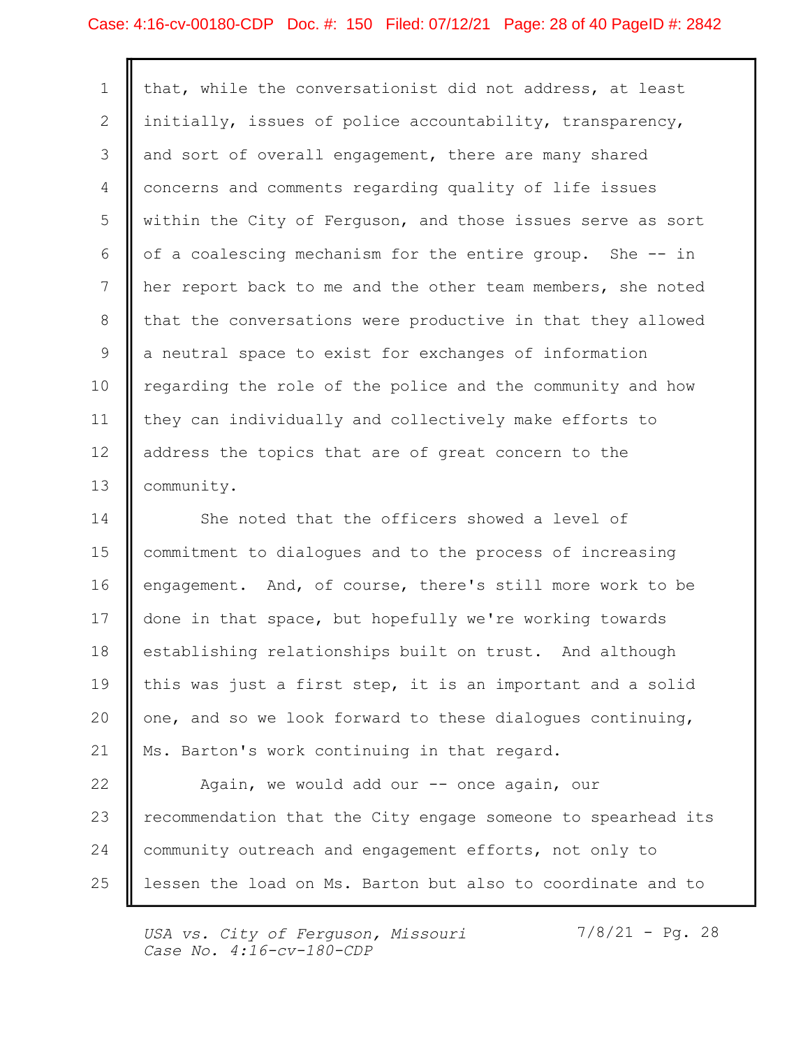that, while the conversationist did not address, at least initially, issues of police accountability, transparency, and sort of overall engagement, there are many shared concerns and comments regarding quality of life issues within the City of Ferguson, and those issues serve as sort of a coalescing mechanism for the entire group. She -- in her report back to me and the other team members, she noted that the conversations were productive in that they allowed a neutral space to exist for exchanges of information regarding the role of the police and the community and how they can individually and collectively make efforts to address the topics that are of great concern to the community.

She noted that the officers showed a level of commitment to dialogues and to the process of increasing engagement. And, of course, there's still more work to be done in that space, but hopefully we're working towards establishing relationships built on trust. And although this was just a first step, it is an important and a solid one, and so we look forward to these dialogues continuing, Ms. Barton's work continuing in that regard.

Again, we would add our -- once again, our recommendation that the City engage someone to spearhead its community outreach and engagement efforts, not only to lessen the load on Ms. Barton but also to coordinate and to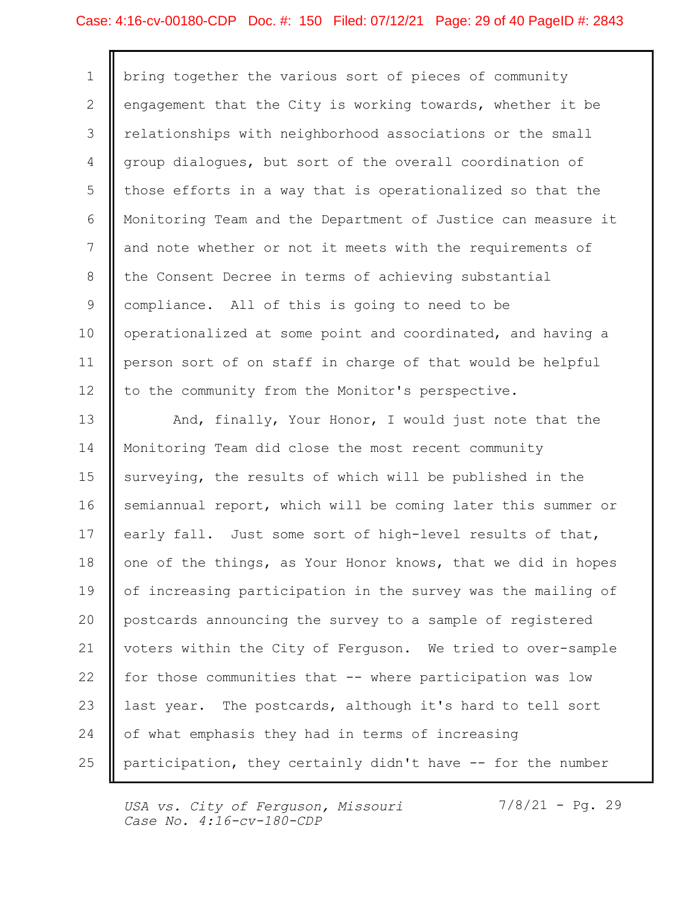bring together the various sort of pieces of community engagement that the City is working towards, whether it be relationships with neighborhood associations or the small group dialogues, but sort of the overall coordination of those efforts in a way that is operationalized so that the Monitoring Team and the Department of Justice can measure it and note whether or not it meets with the requirements of the Consent Decree in terms of achieving substantial compliance. All of this is going to need to be operationalized at some point and coordinated, and having a person sort of on staff in charge of that would be helpful to the community from the Monitor's perspective.

And, finally, Your Honor, I would just note that the Monitoring Team did close the most recent community surveying, the results of which will be published in the semiannual report, which will be coming later this summer or early fall. Just some sort of high-level results of that, one of the things, as Your Honor knows, that we did in hopes of increasing participation in the survey was the mailing of postcards announcing the survey to a sample of registered voters within the City of Ferguson. We tried to over-sample for those communities that -- where participation was low last year. The postcards, although it's hard to tell sort of what emphasis they had in terms of increasing participation, they certainly didn't have -- for the number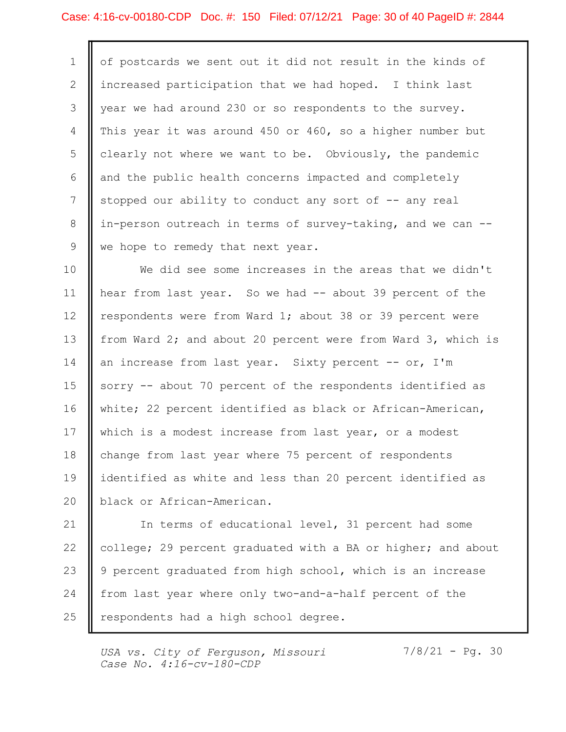of postcards we sent out it did not result in the kinds of increased participation that we had hoped. I think last year we had around 230 or so respondents to the survey. This year it was around 450 or 460, so a higher number but clearly not where we want to be. Obviously, the pandemic and the public health concerns impacted and completely stopped our ability to conduct any sort of -- any real in-person outreach in terms of survey-taking, and we can -- we hope to remedy that next year.

We did see some increases in the areas that we didn't hear from last year. So we had -- about 39 percent of the respondents were from Ward 1; about 38 or 39 percent were from Ward 2; and about 20 percent were from Ward 3, which is an increase from last year. Sixty percent -- or, I'm sorry -- about 70 percent of the respondents identified as white; 22 percent identified as black or African-American, which is a modest increase from last year, or a modest change from last year where 75 percent of respondents identified as white and less than 20 percent identified as black or African-American.

In terms of educational level, 31 percent had some college; 29 percent graduated with a BA or higher; and about 9 percent graduated from high school, which is an increase from last year where only two-and-a-half percent of the respondents had a high school degree.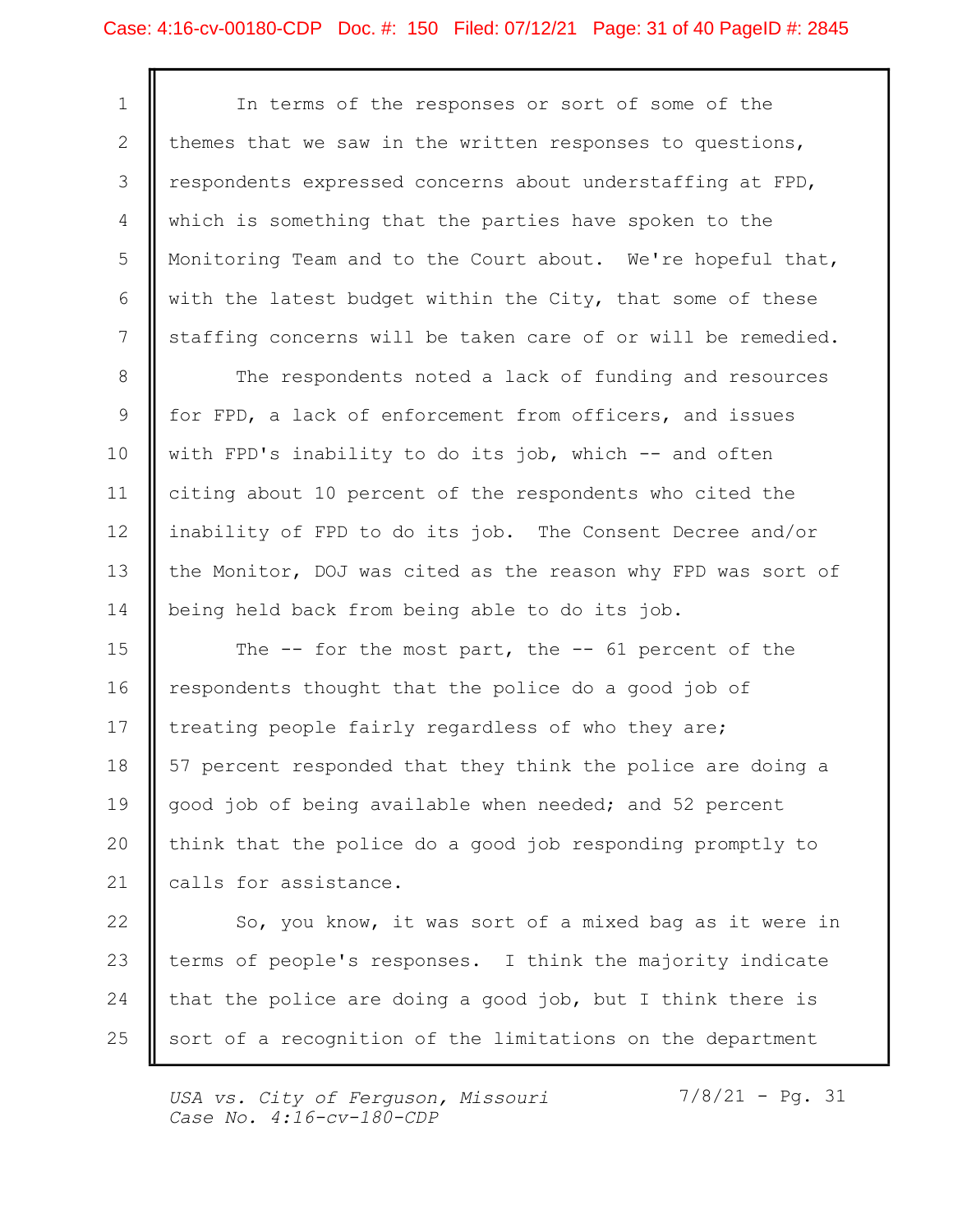In terms of the responses or sort of some of the themes that we saw in the written responses to questions, respondents expressed concerns about understaffing at FPD, which is something that the parties have spoken to the Monitoring Team and to the Court about. We're hopeful that, with the latest budget within the City, that some of these staffing concerns will be taken care of or will be remedied.

The respondents noted a lack of funding and resources for FPD, a lack of enforcement from officers, and issues with FPD's inability to do its job, which -- and often citing about 10 percent of the respondents who cited the inability of FPD to do its job. The Consent Decree and/or the Monitor, DOJ was cited as the reason why FPD was sort of being held back from being able to do its job.

The -- for the most part, the -- 61 percent of the respondents thought that the police do a good job of treating people fairly regardless of who they are; 57 percent responded that they think the police are doing a good job of being available when needed; and 52 percent think that the police do a good job responding promptly to calls for assistance.

So, you know, it was sort of a mixed bag as it were in terms of people's responses. I think the majority indicate that the police are doing a good job, but I think there is sort of a recognition of the limitations on the department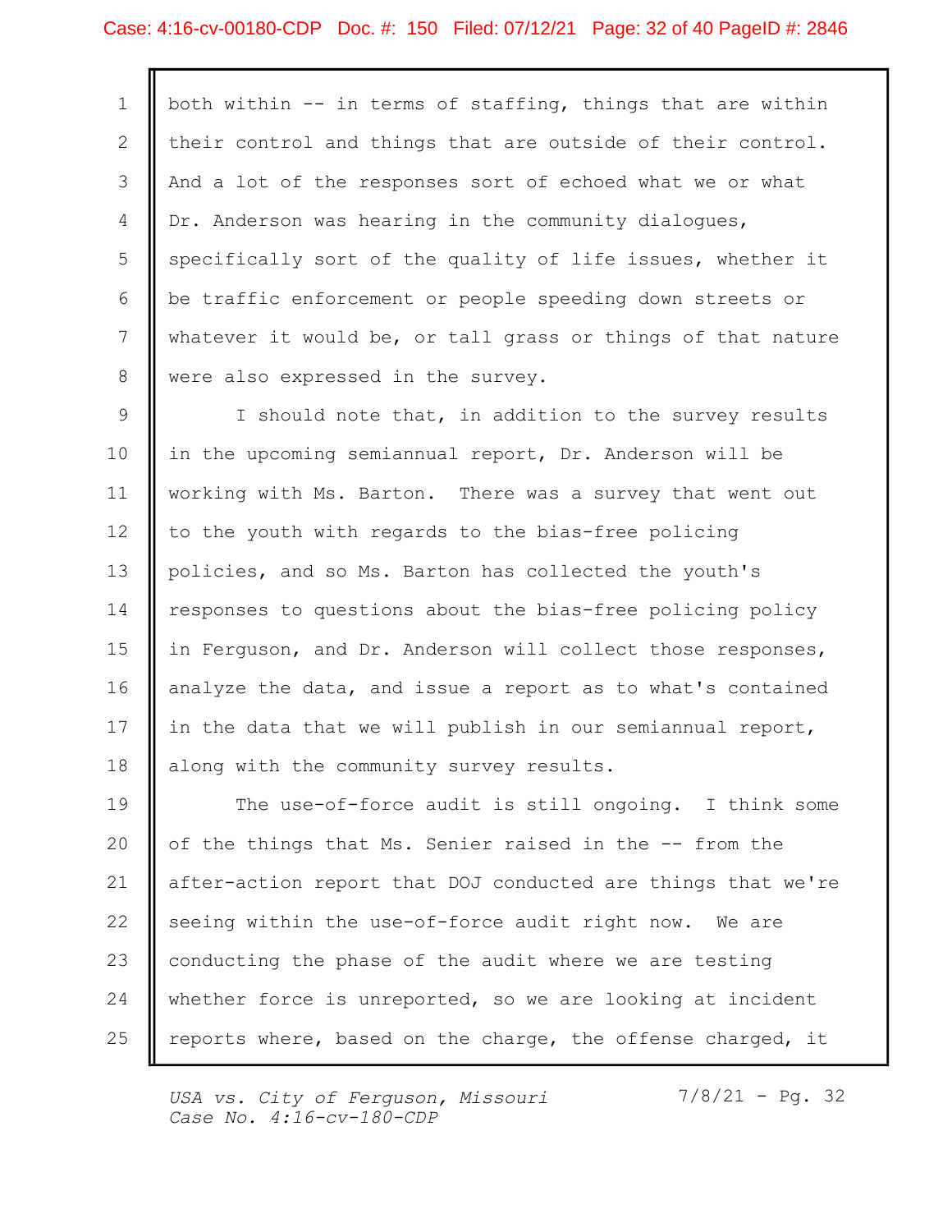both within -- in terms of staffing, things that are within their control and things that are outside of their control. And a lot of the responses sort of echoed what we or what Dr. Anderson was hearing in the community dialogues, specifically sort of the quality of life issues, whether it be traffic enforcement or people speeding down streets or whatever it would be, or tall grass or things of that nature were also expressed in the survey.

I should note that, in addition to the survey results in the upcoming semiannual report, Dr. Anderson will be working with Ms. Barton. There was a survey that went out to the youth with regards to the bias-free policing policies, and so Ms. Barton has collected the youth's responses to questions about the bias-free policing policy in Ferguson, and Dr. Anderson will collect those responses, analyze the data, and issue a report as to what's contained in the data that we will publish in our semiannual report, along with the community survey results.

The use-of-force audit is still ongoing. I think some of the things that Ms. Senier raised in the -- from the after-action report that DOJ conducted are things that we're seeing within the use-of-force audit right now. We are conducting the phase of the audit where we are testing whether force is unreported, so we are looking at incident reports where, based on the charge, the offense charged, it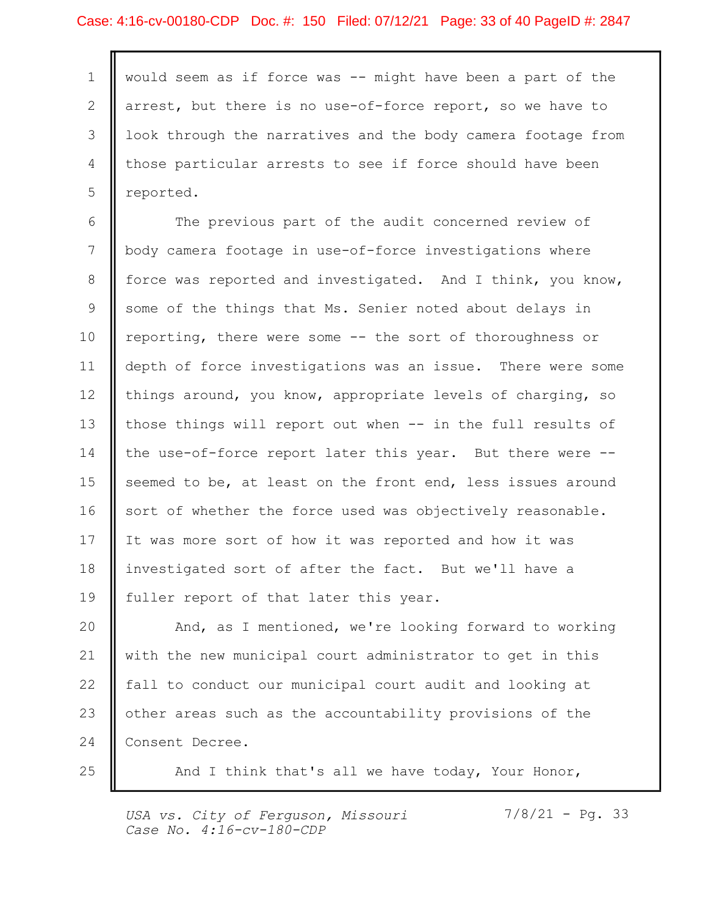would seem as if force was -- might have been a part of the arrest, but there is no use-of-force report, so we have to look through the narratives and the body camera footage from those particular arrests to see if force should have been reported.

The previous part of the audit concerned review of body camera footage in use-of-force investigations where force was reported and investigated. And I think, you know, some of the things that Ms. Senier noted about delays in reporting, there were some -- the sort of thoroughness or depth of force investigations was an issue. There were some things around, you know, appropriate levels of charging, so those things will report out when -- in the full results of the use-of-force report later this year. But there were -- seemed to be, at least on the front end, less issues around sort of whether the force used was objectively reasonable. It was more sort of how it was reported and how it was investigated sort of after the fact. But we'll have a fuller report of that later this year.

And, as I mentioned, we're looking forward to working with the new municipal court administrator to get in this fall to conduct our municipal court audit and looking at other areas such as the accountability provisions of the Consent Decree.

And I think that's all we have today, Your Honor,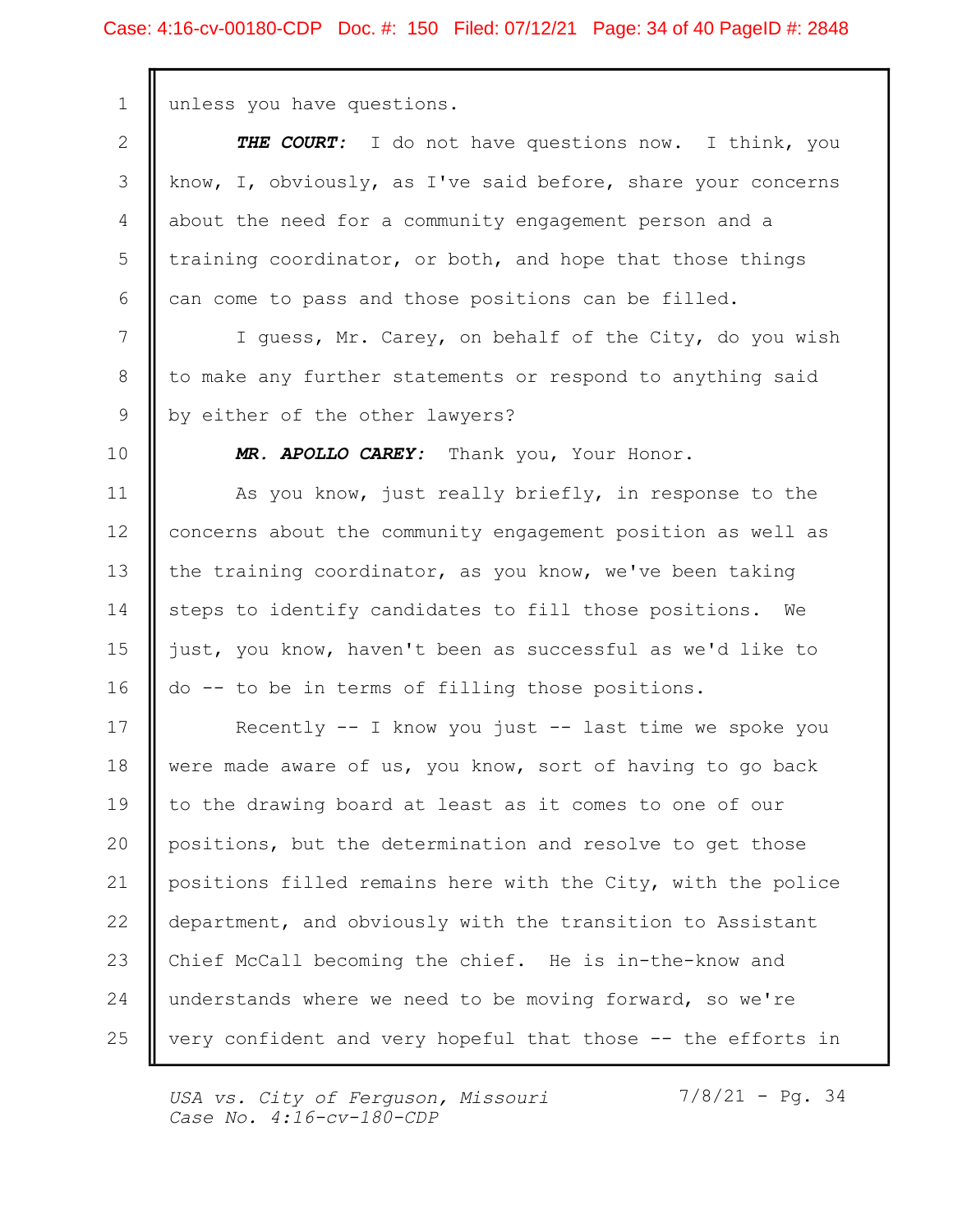unless you have questions.

***THE COURT:*** I do not have questions now. I think, you know, I, obviously, as I've said before, share your concerns about the need for a community engagement person and a training coordinator, or both, and hope that those things can come to pass and those positions can be filled.

I guess, Mr. Carey, on behalf of the City, do you wish to make any further statements or respond to anything said by either of the other lawyers?

***MR. APOLLO CAREY:*** Thank you, Your Honor.

As you know, just really briefly, in response to the concerns about the community engagement position as well as the training coordinator, as you know, we've been taking steps to identify candidates to fill those positions. We just, you know, haven't been as successful as we'd like to do -- to be in terms of filling those positions.

Recently -- I know you just -- last time we spoke you were made aware of us, you know, sort of having to go back to the drawing board at least as it comes to one of our positions, but the determination and resolve to get those positions filled remains here with the City, with the police department, and obviously with the transition to Assistant Chief McCall becoming the chief. He is in-the-know and understands where we need to be moving forward, so we're very confident and very hopeful that those -- the efforts in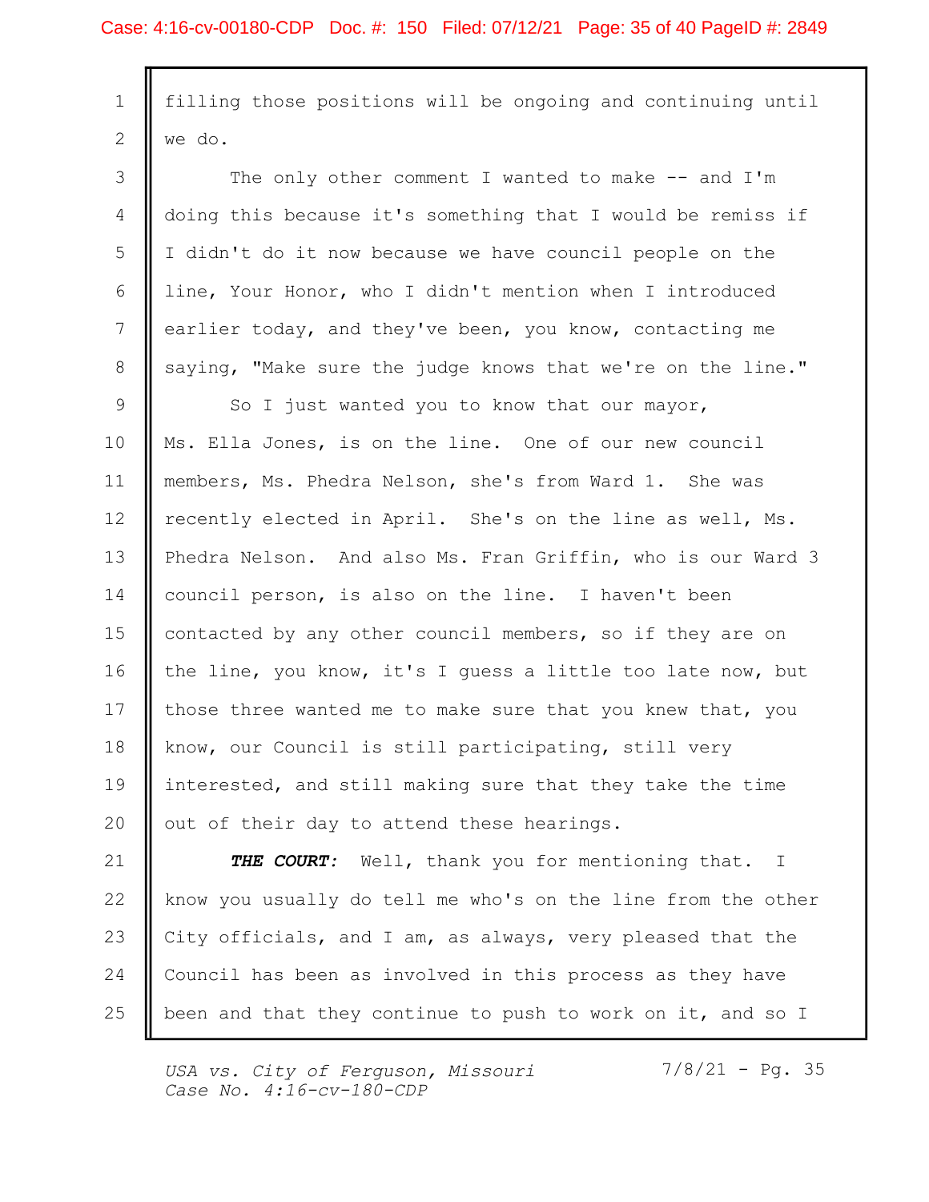filling those positions will be ongoing and continuing until we do.

The only other comment I wanted to make -- and I'm doing this because it's something that I would be remiss if I didn't do it now because we have council people on the line, Your Honor, who I didn't mention when I introduced earlier today, and they've been, you know, contacting me saying, "Make sure the judge knows that we're on the line."

So I just wanted you to know that our mayor, Ms. Ella Jones, is on the line. One of our new council members, Ms. Phedra Nelson, she's from Ward 1. She was recently elected in April. She's on the line as well, Ms. Phedra Nelson. And also Ms. Fran Griffin, who is our Ward 3 council person, is also on the line. I haven't been contacted by any other council members, so if they are on the line, you know, it's I guess a little too late now, but those three wanted me to make sure that you knew that, you know, our Council is still participating, still very interested, and still making sure that they take the time out of their day to attend these hearings.

***THE COURT:*** Well, thank you for mentioning that. I know you usually do tell me who's on the line from the other City officials, and I am, as always, very pleased that the Council has been as involved in this process as they have been and that they continue to push to work on it, and so I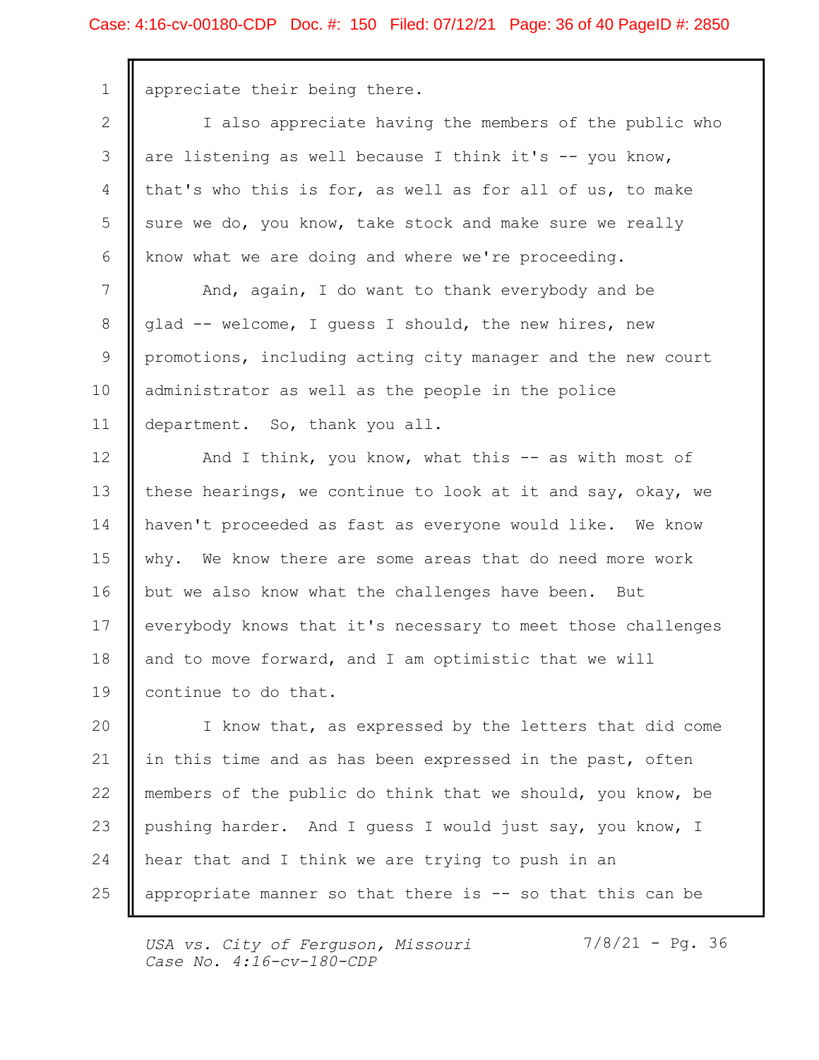appreciate their being there.

I also appreciate having the members of the public who are listening as well because I think it's -- you know, that's who this is for, as well as for all of us, to make sure we do, you know, take stock and make sure we really know what we are doing and where we're proceeding.

And, again, I do want to thank everybody and be glad -- welcome, I guess I should, the new hires, new promotions, including acting city manager and the new court administrator as well as the people in the police department. So, thank you all.

And I think, you know, what this -- as with most of these hearings, we continue to look at it and say, okay, we haven't proceeded as fast as everyone would like. We know why. We know there are some areas that do need more work but we also know what the challenges have been. But everybody knows that it's necessary to meet those challenges and to move forward, and I am optimistic that we will continue to do that.

I know that, as expressed by the letters that did come in this time and as has been expressed in the past, often members of the public do think that we should, you know, be pushing harder. And I guess I would just say, you know, I hear that and I think we are trying to push in an appropriate manner so that there is -- so that this can be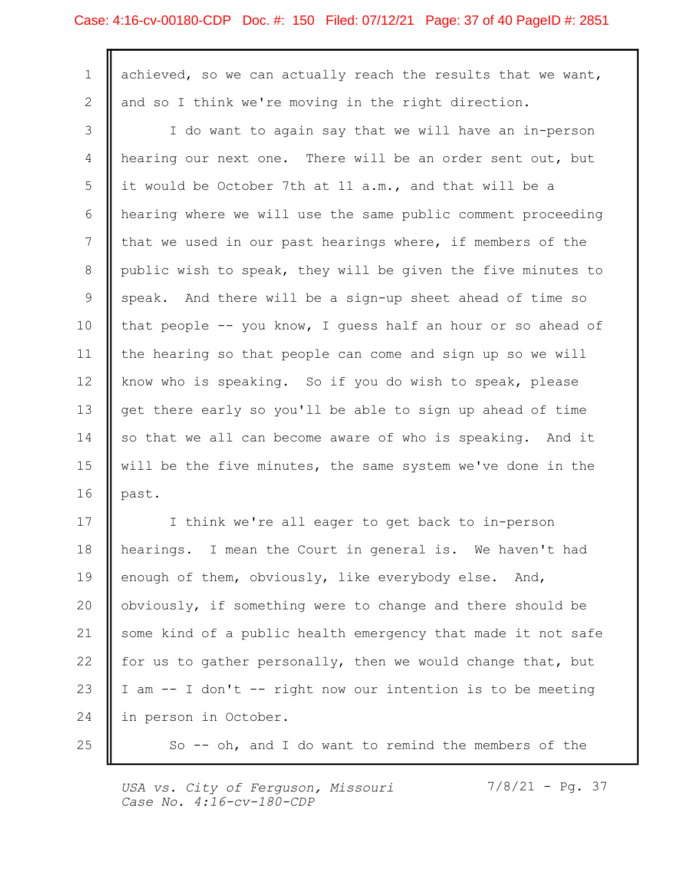achieved, so we can actually reach the results that we want, and so I think we're moving in the right direction.

I do want to again say that we will have an in-person hearing our next one. There will be an order sent out, but it would be October 7th at 11 a.m., and that will be a hearing where we will use the same public comment proceeding that we used in our past hearings where, if members of the public wish to speak, they will be given the five minutes to speak. And there will be a sign-up sheet ahead of time so that people -- you know, I guess half an hour or so ahead of the hearing so that people can come and sign up so we will know who is speaking. So if you do wish to speak, please get there early so you'll be able to sign up ahead of time so that we all can become aware of who is speaking. And it will be the five minutes, the same system we've done in the past.

I think we're all eager to get back to in-person hearings. I mean the Court in general is. We haven't had enough of them, obviously, like everybody else. And, obviously, if something were to change and there should be some kind of a public health emergency that made it not safe for us to gather personally, then we would change that, but I am -- I don't -- right now our intention is to be meeting in person in October.

So -- oh, and I do want to remind the members of the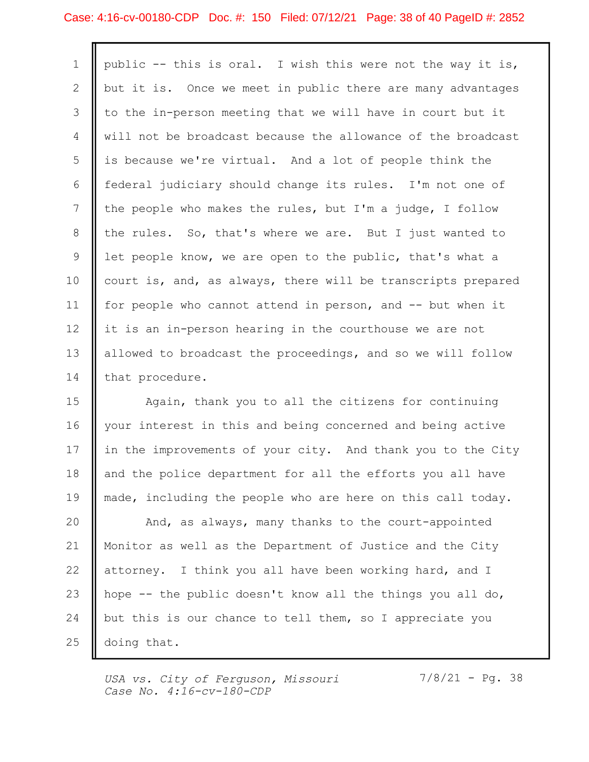public -- this is oral. I wish this were not the way it is, but it is. Once we meet in public there are many advantages to the in-person meeting that we will have in court but it will not be broadcast because the allowance of the broadcast is because we're virtual. And a lot of people think the federal judiciary should change its rules. I'm not one of the people who makes the rules, but I'm a judge, I follow the rules. So, that's where we are. But I just wanted to let people know, we are open to the public, that's what a court is, and, as always, there will be transcripts prepared for people who cannot attend in person, and -- but when it it is an in-person hearing in the courthouse we are not allowed to broadcast the proceedings, and so we will follow that procedure.

Again, thank you to all the citizens for continuing your interest in this and being concerned and being active in the improvements of your city. And thank you to the City and the police department for all the efforts you all have made, including the people who are here on this call today.

And, as always, many thanks to the court-appointed Monitor as well as the Department of Justice and the City attorney. I think you all have been working hard, and I hope -- the public doesn't know all the things you all do, but this is our chance to tell them, so I appreciate you doing that.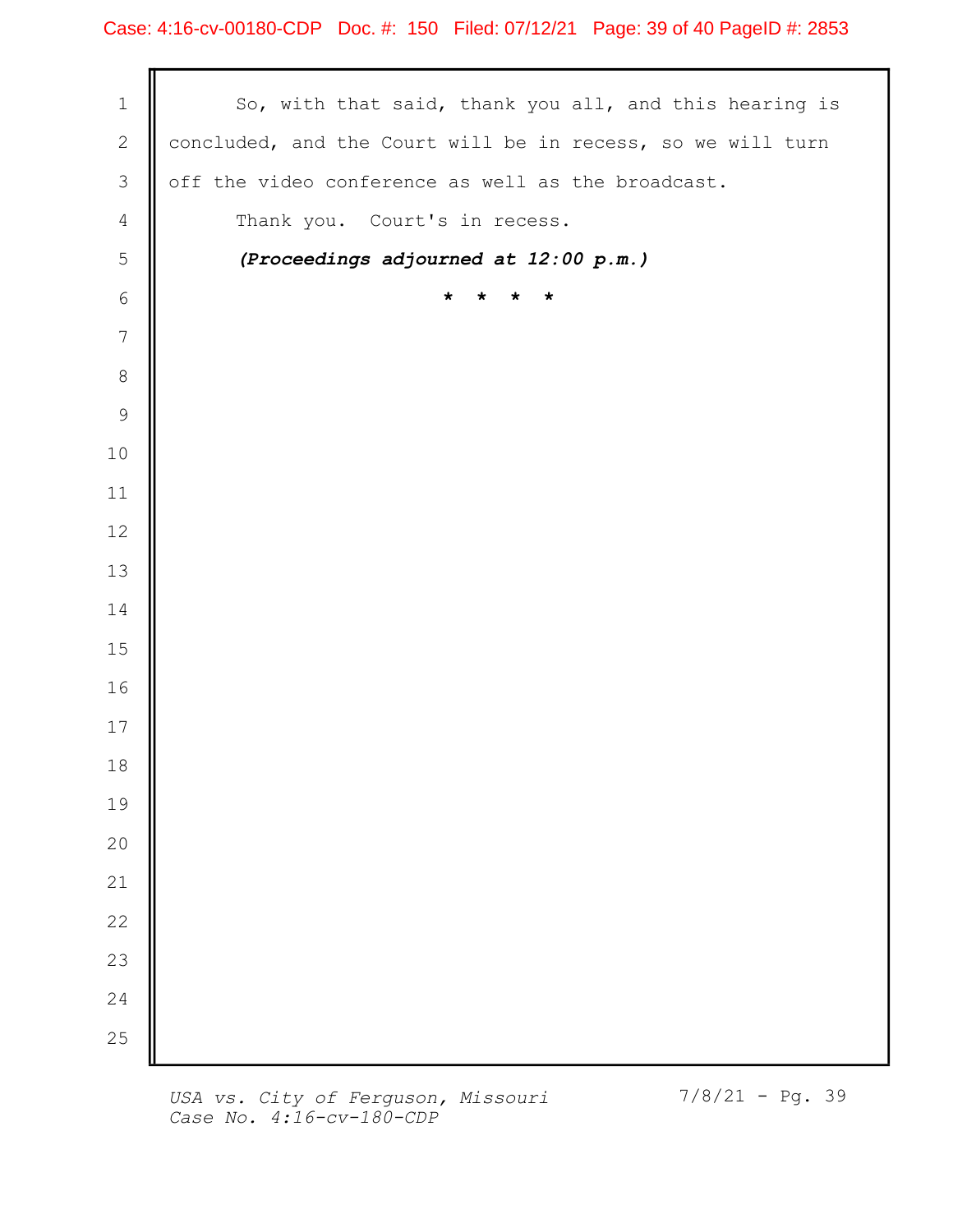So, with that said, thank you all, and this hearing is concluded, and the Court will be in recess, so we will turn off the video conference as well as the broadcast.

Thank you. Court's in recess.

***(Proceedings adjourned at 12:00 p.m.)***

\* \* \* \*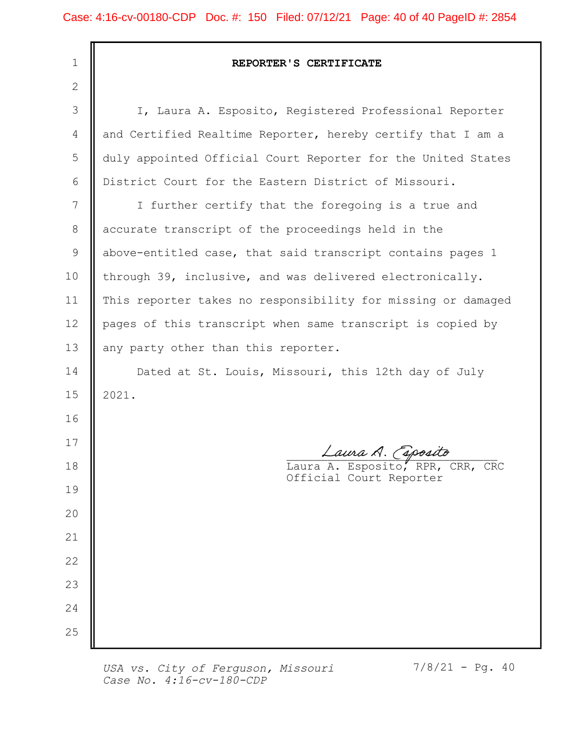**REPORTER'S CERTIFICATE**

I, Laura A. Esposito, Registered Professional Reporter and Certified Realtime Reporter, hereby certify that I am a duly appointed Official Court Reporter for the United States District Court for the Eastern District of Missouri.

I further certify that the foregoing is a true and accurate transcript of the proceedings held in the above-entitled case, that said transcript contains pages 1 through 39, inclusive, and was delivered electronically. This reporter takes no responsibility for missing or damaged pages of this transcript when same transcript is copied by any party other than this reporter.

Dated at St. Louis, Missouri, this 12th day of July 2021.

Laura A. Esposito

Laura A. Esposito, RPR, CRR, CRC
Official Court Reporter